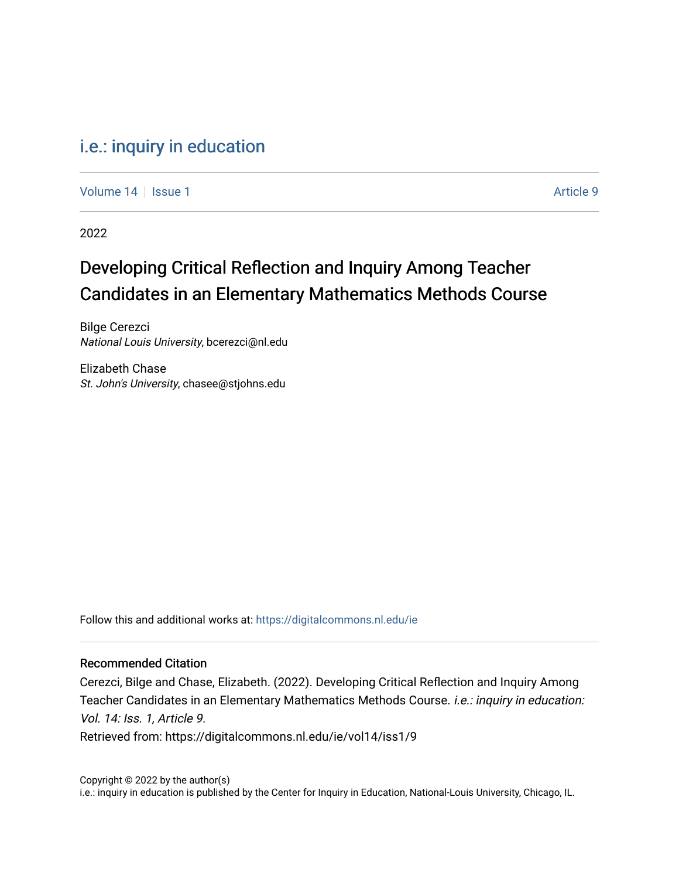i.e.: inquiry in education

Volume 14 | Issue 1 | Article 9

2022

# Developing Critical Reflection and Inquiry Among Teacher Candidates in an Elementary Mathematics Methods Course

Bilge Cerezci
*National Louis University*, bcerezci@nl.edu

Elizabeth Chase
*St. John's University*, chasee@stjohns.edu

Follow this and additional works at: https://digitalcommons.nl.edu/ie

## Recommended Citation

Cerezci, Bilge and Chase, Elizabeth. (2022). Developing Critical Reflection and Inquiry Among Teacher Candidates in an Elementary Mathematics Methods Course. *i.e.: inquiry in education: Vol. 14: Iss. 1, Article 9.*
Retrieved from: https://digitalcommons.nl.edu/ie/vol14/iss1/9

Copyright © 2022 by the author(s)
i.e.: inquiry in education is published by the Center for Inquiry in Education, National-Louis University, Chicago, IL.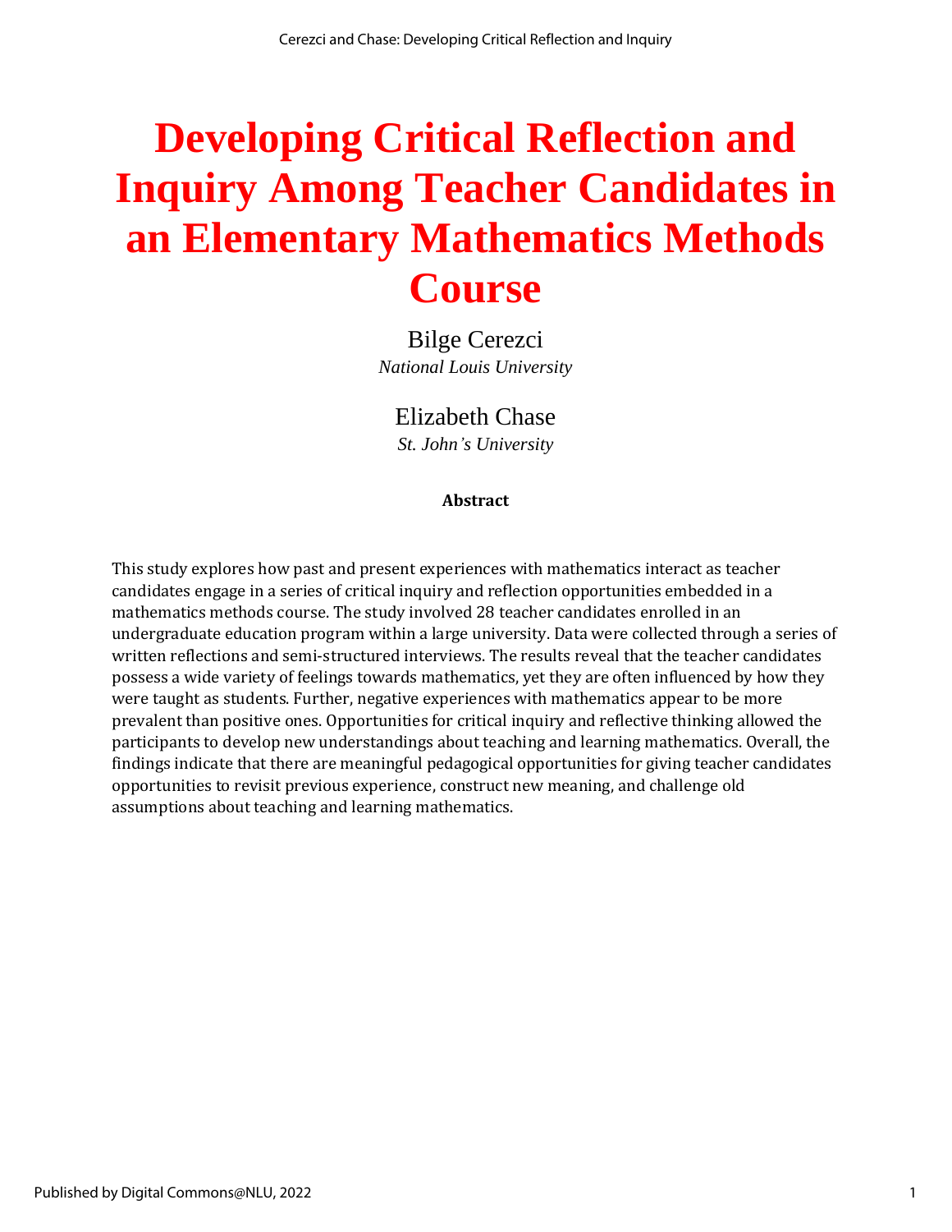# Developing Critical Reflection and Inquiry Among Teacher Candidates in an Elementary Mathematics Methods Course

Bilge Cerezci
*National Louis University*

Elizabeth Chase
*St. John's University*

**Abstract**

This study explores how past and present experiences with mathematics interact as teacher candidates engage in a series of critical inquiry and reflection opportunities embedded in a mathematics methods course. The study involved 28 teacher candidates enrolled in an undergraduate education program within a large university. Data were collected through a series of written reflections and semi-structured interviews. The results reveal that the teacher candidates possess a wide variety of feelings towards mathematics, yet they are often influenced by how they were taught as students. Further, negative experiences with mathematics appear to be more prevalent than positive ones. Opportunities for critical inquiry and reflective thinking allowed the participants to develop new understandings about teaching and learning mathematics. Overall, the findings indicate that there are meaningful pedagogical opportunities for giving teacher candidates opportunities to revisit previous experience, construct new meaning, and challenge old assumptions about teaching and learning mathematics.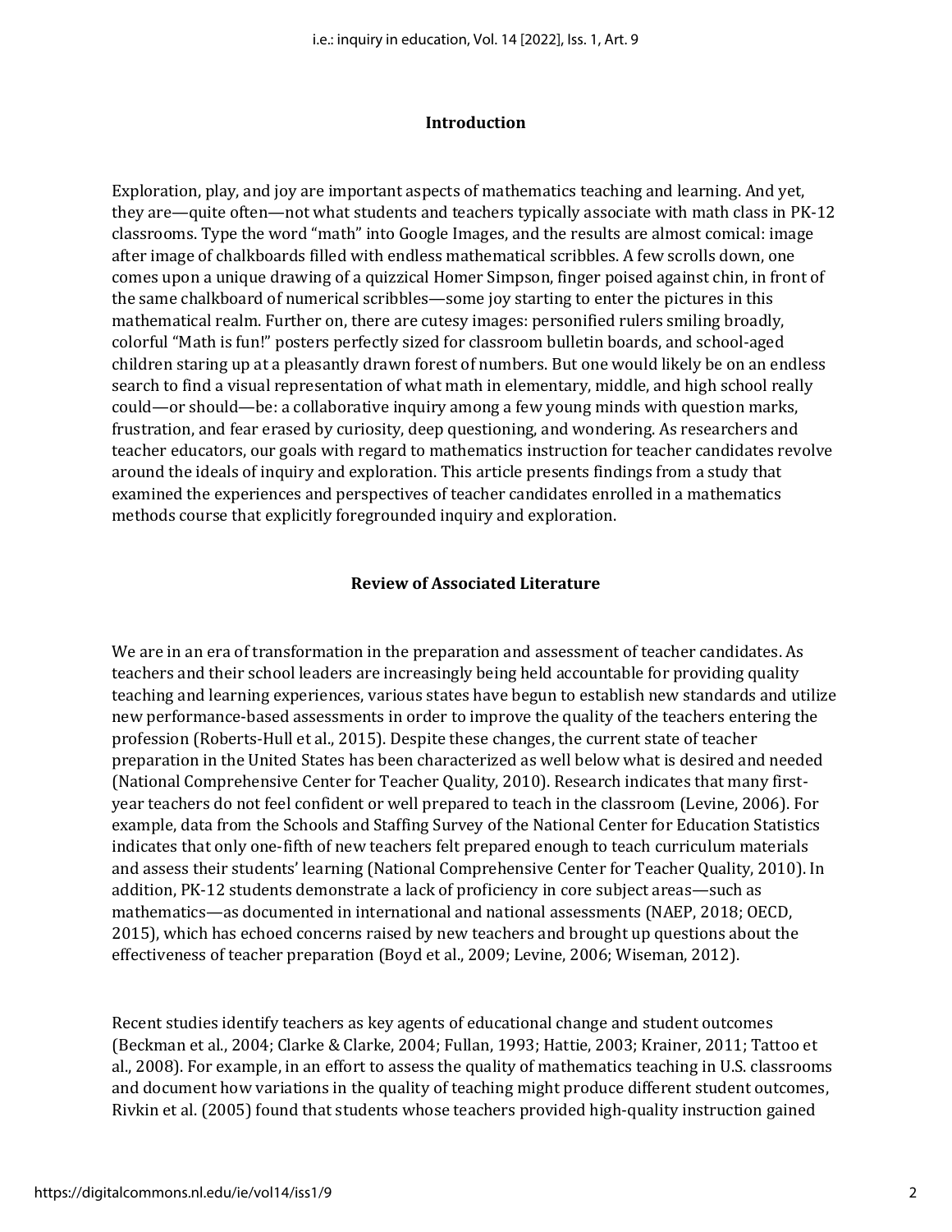## Introduction

Exploration, play, and joy are important aspects of mathematics teaching and learning. And yet, they are—quite often—not what students and teachers typically associate with math class in PK-12 classrooms. Type the word "math" into Google Images, and the results are almost comical: image after image of chalkboards filled with endless mathematical scribbles. A few scrolls down, one comes upon a unique drawing of a quizzical Homer Simpson, finger poised against chin, in front of the same chalkboard of numerical scribbles—some joy starting to enter the pictures in this mathematical realm. Further on, there are cutesy images: personified rulers smiling broadly, colorful "Math is fun!" posters perfectly sized for classroom bulletin boards, and school-aged children staring up at a pleasantly drawn forest of numbers. But one would likely be on an endless search to find a visual representation of what math in elementary, middle, and high school really could—or should—be: a collaborative inquiry among a few young minds with question marks, frustration, and fear erased by curiosity, deep questioning, and wondering. As researchers and teacher educators, our goals with regard to mathematics instruction for teacher candidates revolve around the ideals of inquiry and exploration. This article presents findings from a study that examined the experiences and perspectives of teacher candidates enrolled in a mathematics methods course that explicitly foregrounded inquiry and exploration.

## Review of Associated Literature

We are in an era of transformation in the preparation and assessment of teacher candidates. As teachers and their school leaders are increasingly being held accountable for providing quality teaching and learning experiences, various states have begun to establish new standards and utilize new performance-based assessments in order to improve the quality of the teachers entering the profession (Roberts-Hull et al., 2015). Despite these changes, the current state of teacher preparation in the United States has been characterized as well below what is desired and needed (National Comprehensive Center for Teacher Quality, 2010). Research indicates that many first-year teachers do not feel confident or well prepared to teach in the classroom (Levine, 2006). For example, data from the Schools and Staffing Survey of the National Center for Education Statistics indicates that only one-fifth of new teachers felt prepared enough to teach curriculum materials and assess their students' learning (National Comprehensive Center for Teacher Quality, 2010). In addition, PK-12 students demonstrate a lack of proficiency in core subject areas—such as mathematics—as documented in international and national assessments (NAEP, 2018; OECD, 2015), which has echoed concerns raised by new teachers and brought up questions about the effectiveness of teacher preparation (Boyd et al., 2009; Levine, 2006; Wiseman, 2012).

Recent studies identify teachers as key agents of educational change and student outcomes (Beckman et al., 2004; Clarke & Clarke, 2004; Fullan, 1993; Hattie, 2003; Krainer, 2011; Tattoo et al., 2008). For example, in an effort to assess the quality of mathematics teaching in U.S. classrooms and document how variations in the quality of teaching might produce different student outcomes, Rivkin et al. (2005) found that students whose teachers provided high-quality instruction gained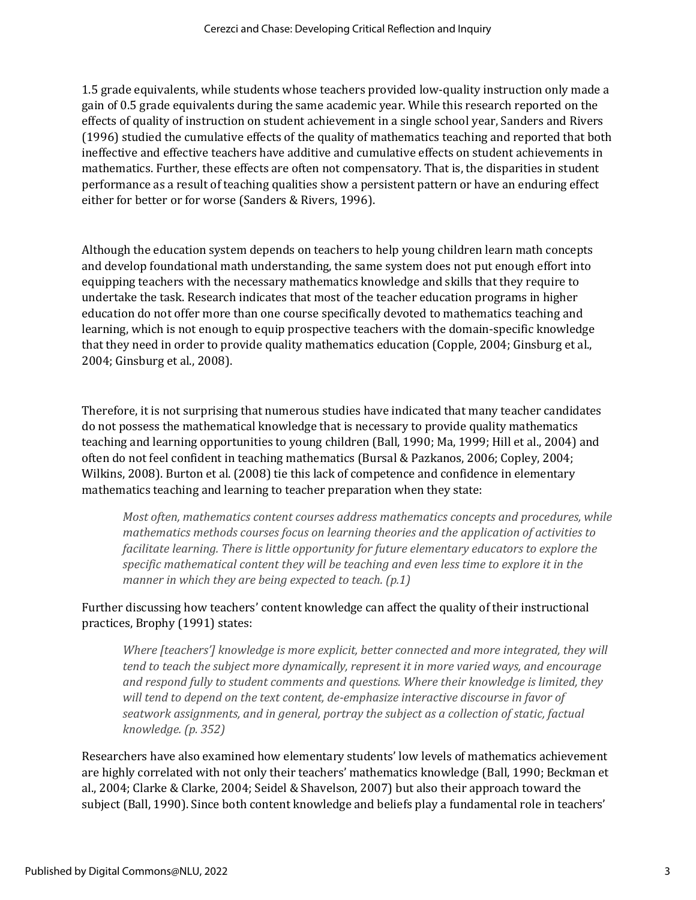1.5 grade equivalents, while students whose teachers provided low-quality instruction only made a gain of 0.5 grade equivalents during the same academic year. While this research reported on the effects of quality of instruction on student achievement in a single school year, Sanders and Rivers (1996) studied the cumulative effects of the quality of mathematics teaching and reported that both ineffective and effective teachers have additive and cumulative effects on student achievements in mathematics. Further, these effects are often not compensatory. That is, the disparities in student performance as a result of teaching qualities show a persistent pattern or have an enduring effect either for better or for worse (Sanders & Rivers, 1996).

Although the education system depends on teachers to help young children learn math concepts and develop foundational math understanding, the same system does not put enough effort into equipping teachers with the necessary mathematics knowledge and skills that they require to undertake the task. Research indicates that most of the teacher education programs in higher education do not offer more than one course specifically devoted to mathematics teaching and learning, which is not enough to equip prospective teachers with the domain-specific knowledge that they need in order to provide quality mathematics education (Copple, 2004; Ginsburg et al., 2004; Ginsburg et al., 2008).

Therefore, it is not surprising that numerous studies have indicated that many teacher candidates do not possess the mathematical knowledge that is necessary to provide quality mathematics teaching and learning opportunities to young children (Ball, 1990; Ma, 1999; Hill et al., 2004) and often do not feel confident in teaching mathematics (Bursal & Pazkanos, 2006; Copley, 2004; Wilkins, 2008). Burton et al. (2008) tie this lack of competence and confidence in elementary mathematics teaching and learning to teacher preparation when they state:

> *Most often, mathematics content courses address mathematics concepts and procedures, while mathematics methods courses focus on learning theories and the application of activities to facilitate learning. There is little opportunity for future elementary educators to explore the specific mathematical content they will be teaching and even less time to explore it in the manner in which they are being expected to teach. (p.1)*

Further discussing how teachers' content knowledge can affect the quality of their instructional practices, Brophy (1991) states:

> *Where [teachers'] knowledge is more explicit, better connected and more integrated, they will tend to teach the subject more dynamically, represent it in more varied ways, and encourage and respond fully to student comments and questions. Where their knowledge is limited, they will tend to depend on the text content, de-emphasize interactive discourse in favor of seatwork assignments, and in general, portray the subject as a collection of static, factual knowledge. (p. 352)*

Researchers have also examined how elementary students' low levels of mathematics achievement are highly correlated with not only their teachers' mathematics knowledge (Ball, 1990; Beckman et al., 2004; Clarke & Clarke, 2004; Seidel & Shavelson, 2007) but also their approach toward the subject (Ball, 1990). Since both content knowledge and beliefs play a fundamental role in teachers'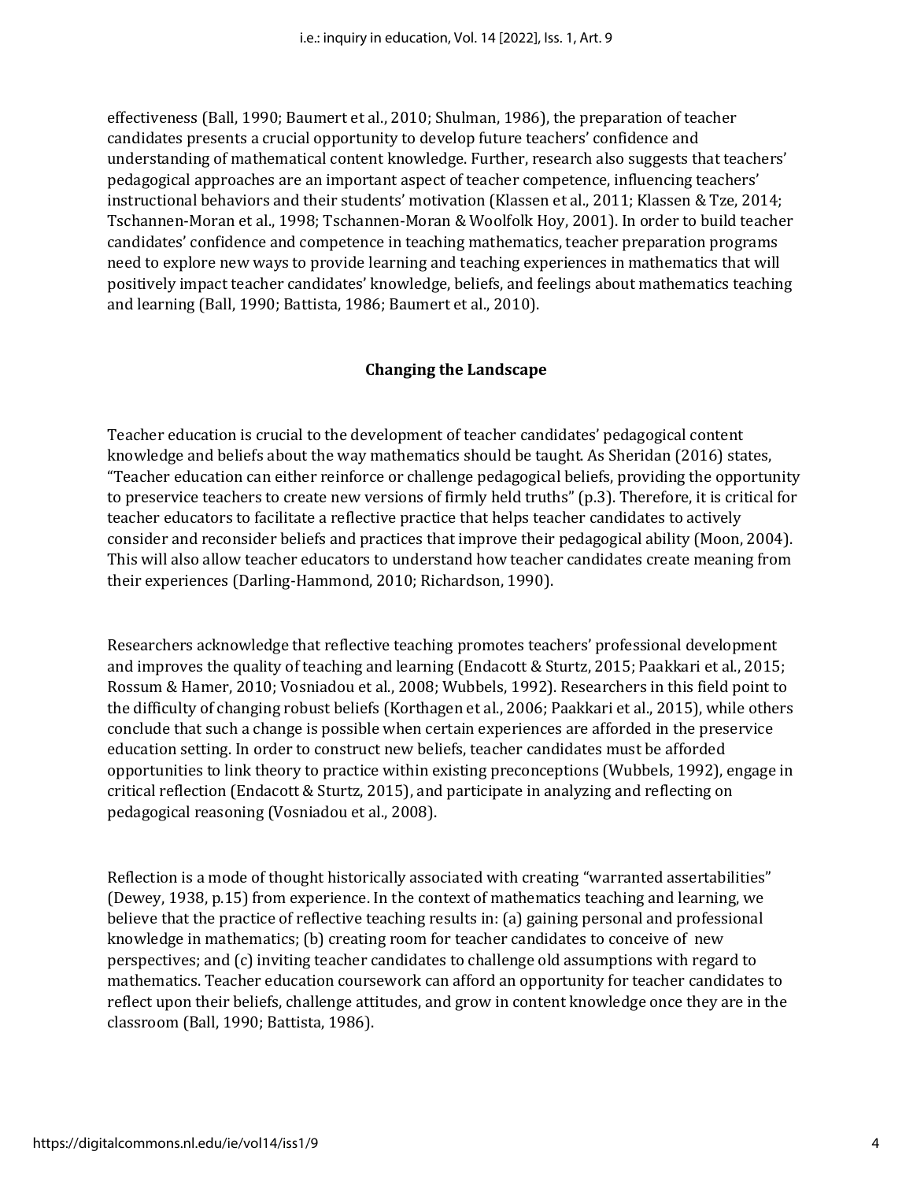effectiveness (Ball, 1990; Baumert et al., 2010; Shulman, 1986), the preparation of teacher candidates presents a crucial opportunity to develop future teachers' confidence and understanding of mathematical content knowledge. Further, research also suggests that teachers' pedagogical approaches are an important aspect of teacher competence, influencing teachers' instructional behaviors and their students' motivation (Klassen et al., 2011; Klassen & Tze, 2014; Tschannen-Moran et al., 1998; Tschannen-Moran & Woolfolk Hoy, 2001). In order to build teacher candidates' confidence and competence in teaching mathematics, teacher preparation programs need to explore new ways to provide learning and teaching experiences in mathematics that will positively impact teacher candidates' knowledge, beliefs, and feelings about mathematics teaching and learning (Ball, 1990; Battista, 1986; Baumert et al., 2010).

## Changing the Landscape

Teacher education is crucial to the development of teacher candidates' pedagogical content knowledge and beliefs about the way mathematics should be taught. As Sheridan (2016) states, "Teacher education can either reinforce or challenge pedagogical beliefs, providing the opportunity to preservice teachers to create new versions of firmly held truths" (p.3). Therefore, it is critical for teacher educators to facilitate a reflective practice that helps teacher candidates to actively consider and reconsider beliefs and practices that improve their pedagogical ability (Moon, 2004). This will also allow teacher educators to understand how teacher candidates create meaning from their experiences (Darling-Hammond, 2010; Richardson, 1990).

Researchers acknowledge that reflective teaching promotes teachers' professional development and improves the quality of teaching and learning (Endacott & Sturtz, 2015; Paakkari et al., 2015; Rossum & Hamer, 2010; Vosniadou et al., 2008; Wubbels, 1992). Researchers in this field point to the difficulty of changing robust beliefs (Korthagen et al., 2006; Paakkari et al., 2015), while others conclude that such a change is possible when certain experiences are afforded in the preservice education setting. In order to construct new beliefs, teacher candidates must be afforded opportunities to link theory to practice within existing preconceptions (Wubbels, 1992), engage in critical reflection (Endacott & Sturtz, 2015), and participate in analyzing and reflecting on pedagogical reasoning (Vosniadou et al., 2008).

Reflection is a mode of thought historically associated with creating "warranted assertabilities" (Dewey, 1938, p.15) from experience. In the context of mathematics teaching and learning, we believe that the practice of reflective teaching results in: (a) gaining personal and professional knowledge in mathematics; (b) creating room for teacher candidates to conceive of new perspectives; and (c) inviting teacher candidates to challenge old assumptions with regard to mathematics. Teacher education coursework can afford an opportunity for teacher candidates to reflect upon their beliefs, challenge attitudes, and grow in content knowledge once they are in the classroom (Ball, 1990; Battista, 1986).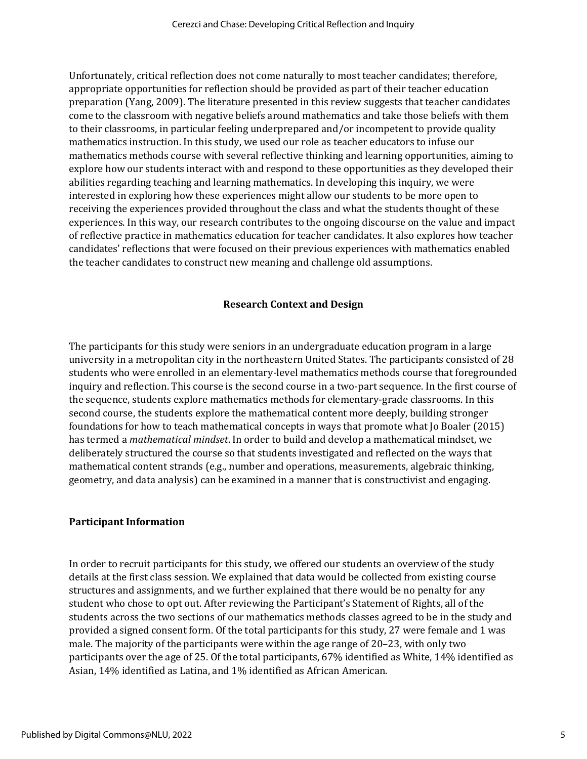Unfortunately, critical reflection does not come naturally to most teacher candidates; therefore, appropriate opportunities for reflection should be provided as part of their teacher education preparation (Yang, 2009). The literature presented in this review suggests that teacher candidates come to the classroom with negative beliefs around mathematics and take those beliefs with them to their classrooms, in particular feeling underprepared and/or incompetent to provide quality mathematics instruction. In this study, we used our role as teacher educators to infuse our mathematics methods course with several reflective thinking and learning opportunities, aiming to explore how our students interact with and respond to these opportunities as they developed their abilities regarding teaching and learning mathematics. In developing this inquiry, we were interested in exploring how these experiences might allow our students to be more open to receiving the experiences provided throughout the class and what the students thought of these experiences. In this way, our research contributes to the ongoing discourse on the value and impact of reflective practice in mathematics education for teacher candidates. It also explores how teacher candidates' reflections that were focused on their previous experiences with mathematics enabled the teacher candidates to construct new meaning and challenge old assumptions.

## Research Context and Design

The participants for this study were seniors in an undergraduate education program in a large university in a metropolitan city in the northeastern United States. The participants consisted of 28 students who were enrolled in an elementary-level mathematics methods course that foregrounded inquiry and reflection. This course is the second course in a two-part sequence. In the first course of the sequence, students explore mathematics methods for elementary-grade classrooms. In this second course, the students explore the mathematical content more deeply, building stronger foundations for how to teach mathematical concepts in ways that promote what Jo Boaler (2015) has termed a *mathematical mindset*. In order to build and develop a mathematical mindset, we deliberately structured the course so that students investigated and reflected on the ways that mathematical content strands (e.g., number and operations, measurements, algebraic thinking, geometry, and data analysis) can be examined in a manner that is constructivist and engaging.

### Participant Information

In order to recruit participants for this study, we offered our students an overview of the study details at the first class session. We explained that data would be collected from existing course structures and assignments, and we further explained that there would be no penalty for any student who chose to opt out. After reviewing the Participant's Statement of Rights, all of the students across the two sections of our mathematics methods classes agreed to be in the study and provided a signed consent form. Of the total participants for this study, 27 were female and 1 was male. The majority of the participants were within the age range of 20–23, with only two participants over the age of 25. Of the total participants, 67% identified as White, 14% identified as Asian, 14% identified as Latina, and 1% identified as African American.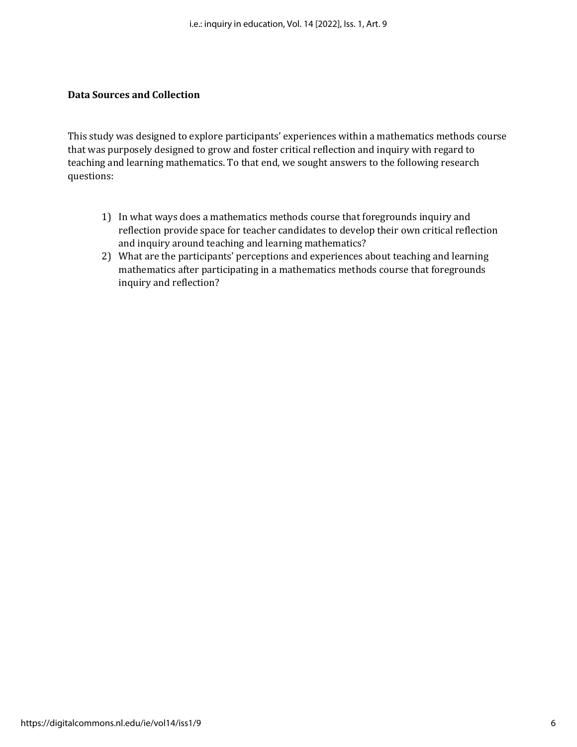### Data Sources and Collection

This study was designed to explore participants' experiences within a mathematics methods course that was purposely designed to grow and foster critical reflection and inquiry with regard to teaching and learning mathematics. To that end, we sought answers to the following research questions:

1) In what ways does a mathematics methods course that foregrounds inquiry and reflection provide space for teacher candidates to develop their own critical reflection and inquiry around teaching and learning mathematics?
2) What are the participants' perceptions and experiences about teaching and learning mathematics after participating in a mathematics methods course that foregrounds inquiry and reflection?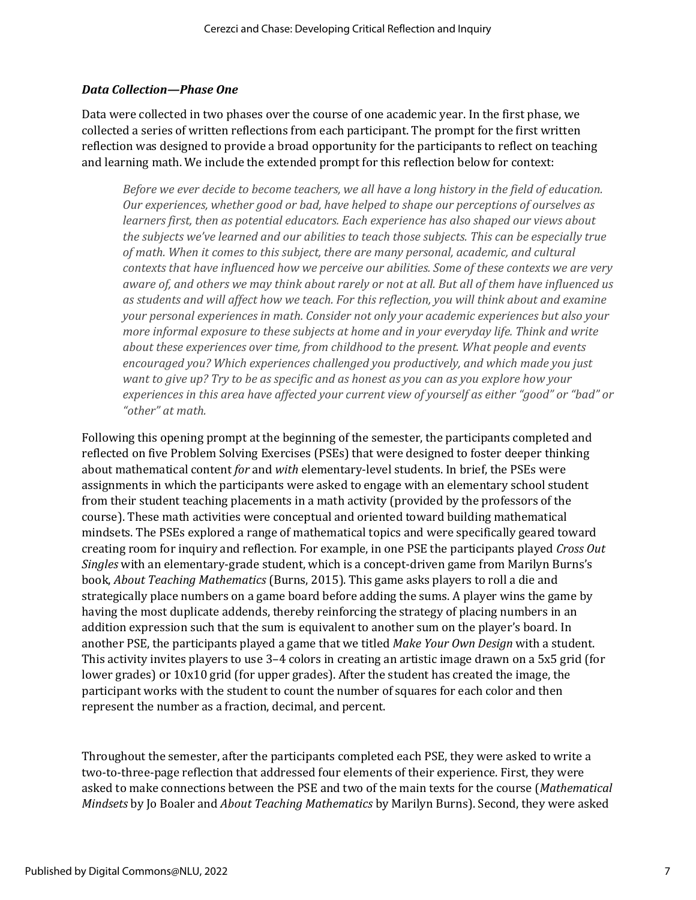### *Data Collection—Phase One*

Data were collected in two phases over the course of one academic year. In the first phase, we collected a series of written reflections from each participant. The prompt for the first written reflection was designed to provide a broad opportunity for the participants to reflect on teaching and learning math. We include the extended prompt for this reflection below for context:

> *Before we ever decide to become teachers, we all have a long history in the field of education. Our experiences, whether good or bad, have helped to shape our perceptions of ourselves as learners first, then as potential educators. Each experience has also shaped our views about the subjects we've learned and our abilities to teach those subjects. This can be especially true of math. When it comes to this subject, there are many personal, academic, and cultural contexts that have influenced how we perceive our abilities. Some of these contexts we are very aware of, and others we may think about rarely or not at all. But all of them have influenced us as students and will affect how we teach. For this reflection, you will think about and examine your personal experiences in math. Consider not only your academic experiences but also your more informal exposure to these subjects at home and in your everyday life. Think and write about these experiences over time, from childhood to the present. What people and events encouraged you? Which experiences challenged you productively, and which made you just want to give up? Try to be as specific and as honest as you can as you explore how your experiences in this area have affected your current view of yourself as either "good" or "bad" or "other" at math.*

Following this opening prompt at the beginning of the semester, the participants completed and reflected on five Problem Solving Exercises (PSEs) that were designed to foster deeper thinking about mathematical content *for* and *with* elementary-level students. In brief, the PSEs were assignments in which the participants were asked to engage with an elementary school student from their student teaching placements in a math activity (provided by the professors of the course). These math activities were conceptual and oriented toward building mathematical mindsets. The PSEs explored a range of mathematical topics and were specifically geared toward creating room for inquiry and reflection. For example, in one PSE the participants played *Cross Out Singles* with an elementary-grade student, which is a concept-driven game from Marilyn Burns's book, *About Teaching Mathematics* (Burns, 2015). This game asks players to roll a die and strategically place numbers on a game board before adding the sums. A player wins the game by having the most duplicate addends, thereby reinforcing the strategy of placing numbers in an addition expression such that the sum is equivalent to another sum on the player's board. In another PSE, the participants played a game that we titled *Make Your Own Design* with a student. This activity invites players to use 3–4 colors in creating an artistic image drawn on a 5x5 grid (for lower grades) or 10x10 grid (for upper grades). After the student has created the image, the participant works with the student to count the number of squares for each color and then represent the number as a fraction, decimal, and percent.

Throughout the semester, after the participants completed each PSE, they were asked to write a two-to-three-page reflection that addressed four elements of their experience. First, they were asked to make connections between the PSE and two of the main texts for the course (*Mathematical Mindsets* by Jo Boaler and *About Teaching Mathematics* by Marilyn Burns). Second, they were asked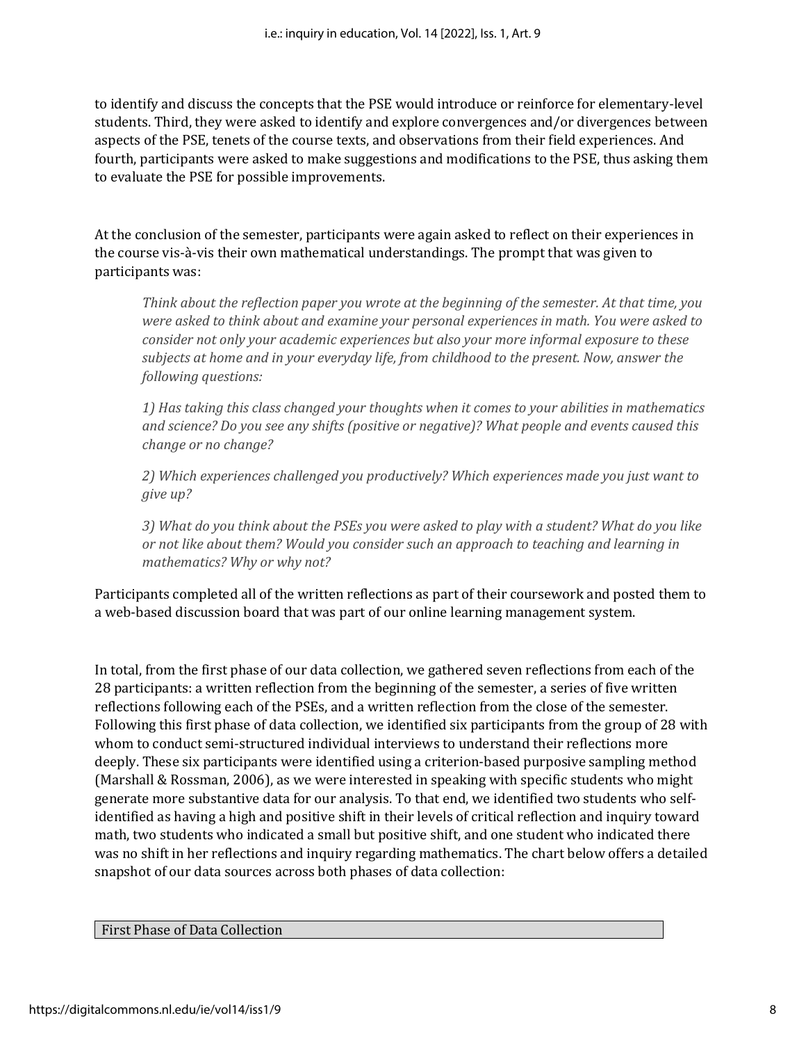to identify and discuss the concepts that the PSE would introduce or reinforce for elementary-level students. Third, they were asked to identify and explore convergences and/or divergences between aspects of the PSE, tenets of the course texts, and observations from their field experiences. And fourth, participants were asked to make suggestions and modifications to the PSE, thus asking them to evaluate the PSE for possible improvements.

At the conclusion of the semester, participants were again asked to reflect on their experiences in the course vis-à-vis their own mathematical understandings. The prompt that was given to participants was:

> *Think about the reflection paper you wrote at the beginning of the semester. At that time, you were asked to think about and examine your personal experiences in math. You were asked to consider not only your academic experiences but also your more informal exposure to these subjects at home and in your everyday life, from childhood to the present. Now, answer the following questions:*
>
> *1) Has taking this class changed your thoughts when it comes to your abilities in mathematics and science? Do you see any shifts (positive or negative)? What people and events caused this change or no change?*
>
> *2) Which experiences challenged you productively? Which experiences made you just want to give up?*
>
> *3) What do you think about the PSEs you were asked to play with a student? What do you like or not like about them? Would you consider such an approach to teaching and learning in mathematics? Why or why not?*

Participants completed all of the written reflections as part of their coursework and posted them to a web-based discussion board that was part of our online learning management system.

In total, from the first phase of our data collection, we gathered seven reflections from each of the 28 participants: a written reflection from the beginning of the semester, a series of five written reflections following each of the PSEs, and a written reflection from the close of the semester. Following this first phase of data collection, we identified six participants from the group of 28 with whom to conduct semi-structured individual interviews to understand their reflections more deeply. These six participants were identified using a criterion-based purposive sampling method (Marshall & Rossman, 2006), as we were interested in speaking with specific students who might generate more substantive data for our analysis. To that end, we identified two students who self-identified as having a high and positive shift in their levels of critical reflection and inquiry toward math, two students who indicated a small but positive shift, and one student who indicated there was no shift in her reflections and inquiry regarding mathematics. The chart below offers a detailed snapshot of our data sources across both phases of data collection:

| First Phase of Data Collection |
| --- |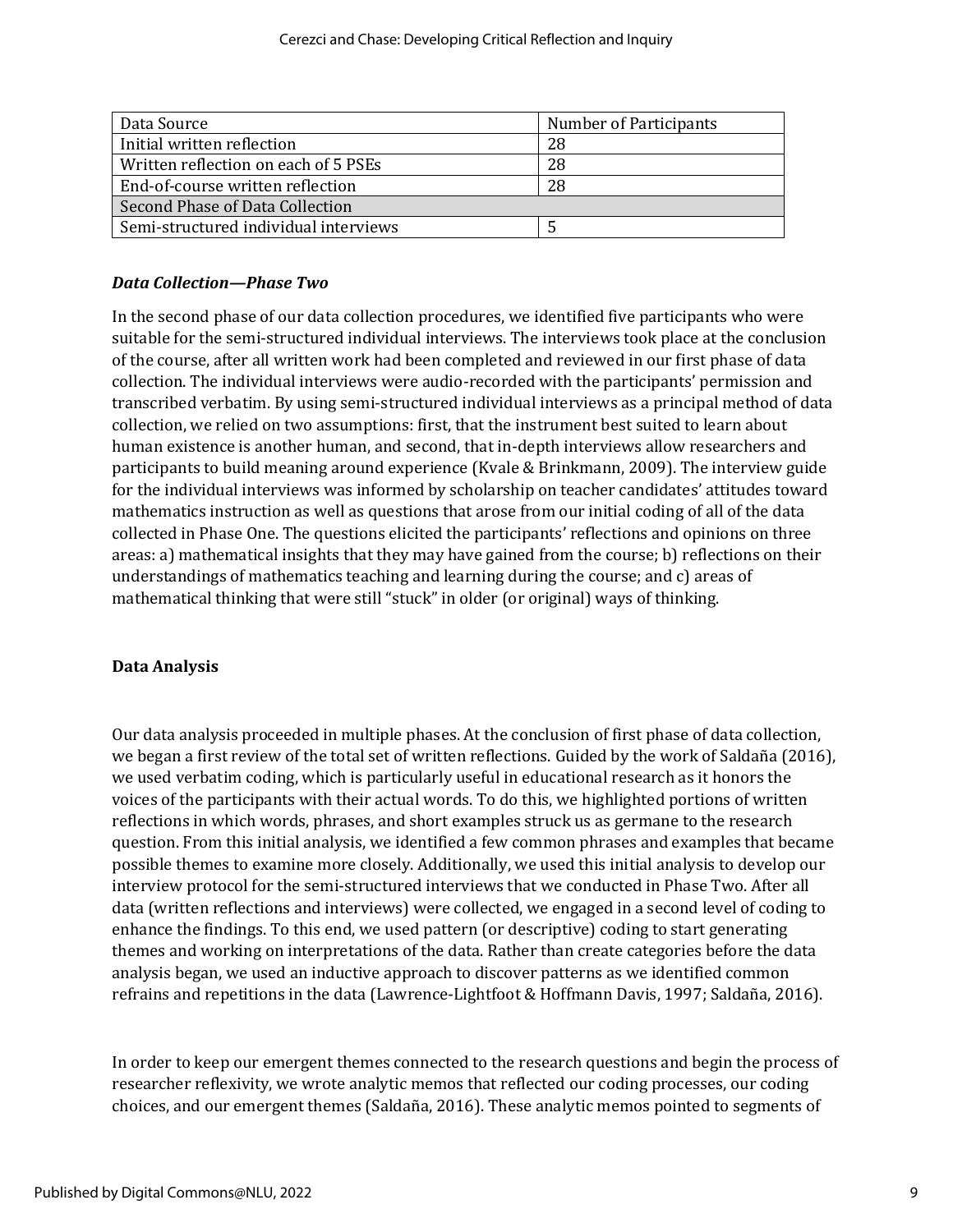| Data Source | Number of Participants |
| --- | --- |
| Initial written reflection | 28 |
| Written reflection on each of 5 PSEs | 28 |
| End-of-course written reflection | 28 |
| Second Phase of Data Collection | |
| Semi-structured individual interviews | 5 |

### *Data Collection—Phase Two*

In the second phase of our data collection procedures, we identified five participants who were suitable for the semi-structured individual interviews. The interviews took place at the conclusion of the course, after all written work had been completed and reviewed in our first phase of data collection. The individual interviews were audio-recorded with the participants' permission and transcribed verbatim. By using semi-structured individual interviews as a principal method of data collection, we relied on two assumptions: first, that the instrument best suited to learn about human existence is another human, and second, that in-depth interviews allow researchers and participants to build meaning around experience (Kvale & Brinkmann, 2009). The interview guide for the individual interviews was informed by scholarship on teacher candidates' attitudes toward mathematics instruction as well as questions that arose from our initial coding of all of the data collected in Phase One. The questions elicited the participants' reflections and opinions on three areas: a) mathematical insights that they may have gained from the course; b) reflections on their understandings of mathematics teaching and learning during the course; and c) areas of mathematical thinking that were still "stuck" in older (or original) ways of thinking.

## Data Analysis

Our data analysis proceeded in multiple phases. At the conclusion of first phase of data collection, we began a first review of the total set of written reflections. Guided by the work of Saldaña (2016), we used verbatim coding, which is particularly useful in educational research as it honors the voices of the participants with their actual words. To do this, we highlighted portions of written reflections in which words, phrases, and short examples struck us as germane to the research question. From this initial analysis, we identified a few common phrases and examples that became possible themes to examine more closely. Additionally, we used this initial analysis to develop our interview protocol for the semi-structured interviews that we conducted in Phase Two. After all data (written reflections and interviews) were collected, we engaged in a second level of coding to enhance the findings. To this end, we used pattern (or descriptive) coding to start generating themes and working on interpretations of the data. Rather than create categories before the data analysis began, we used an inductive approach to discover patterns as we identified common refrains and repetitions in the data (Lawrence-Lightfoot & Hoffmann Davis, 1997; Saldaña, 2016).

In order to keep our emergent themes connected to the research questions and begin the process of researcher reflexivity, we wrote analytic memos that reflected our coding processes, our coding choices, and our emergent themes (Saldaña, 2016). These analytic memos pointed to segments of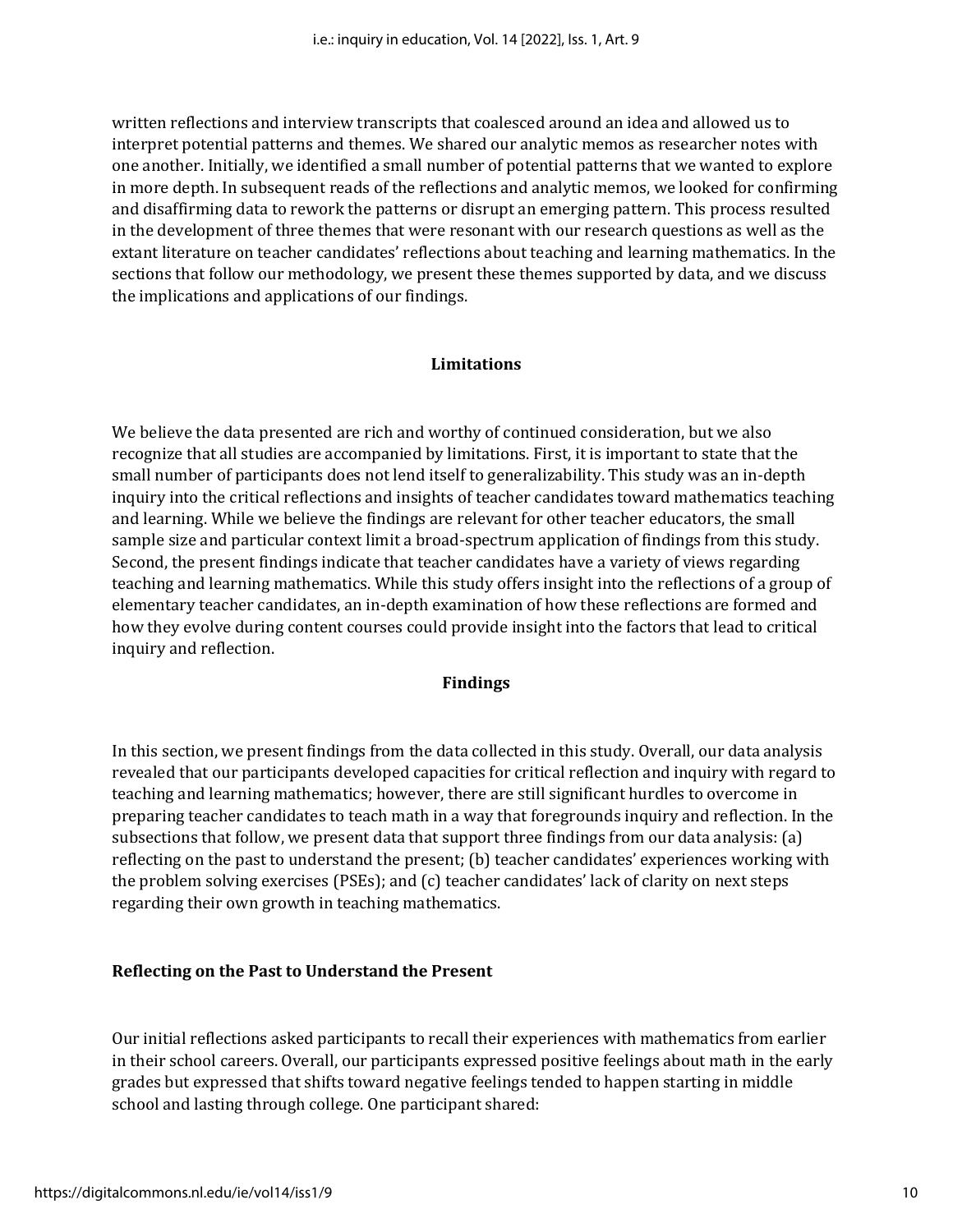written reflections and interview transcripts that coalesced around an idea and allowed us to interpret potential patterns and themes. We shared our analytic memos as researcher notes with one another. Initially, we identified a small number of potential patterns that we wanted to explore in more depth. In subsequent reads of the reflections and analytic memos, we looked for confirming and disaffirming data to rework the patterns or disrupt an emerging pattern. This process resulted in the development of three themes that were resonant with our research questions as well as the extant literature on teacher candidates' reflections about teaching and learning mathematics. In the sections that follow our methodology, we present these themes supported by data, and we discuss the implications and applications of our findings.

## Limitations

We believe the data presented are rich and worthy of continued consideration, but we also recognize that all studies are accompanied by limitations. First, it is important to state that the small number of participants does not lend itself to generalizability. This study was an in-depth inquiry into the critical reflections and insights of teacher candidates toward mathematics teaching and learning. While we believe the findings are relevant for other teacher educators, the small sample size and particular context limit a broad-spectrum application of findings from this study. Second, the present findings indicate that teacher candidates have a variety of views regarding teaching and learning mathematics. While this study offers insight into the reflections of a group of elementary teacher candidates, an in-depth examination of how these reflections are formed and how they evolve during content courses could provide insight into the factors that lead to critical inquiry and reflection.

## Findings

In this section, we present findings from the data collected in this study. Overall, our data analysis revealed that our participants developed capacities for critical reflection and inquiry with regard to teaching and learning mathematics; however, there are still significant hurdles to overcome in preparing teacher candidates to teach math in a way that foregrounds inquiry and reflection. In the subsections that follow, we present data that support three findings from our data analysis: (a) reflecting on the past to understand the present; (b) teacher candidates' experiences working with the problem solving exercises (PSEs); and (c) teacher candidates' lack of clarity on next steps regarding their own growth in teaching mathematics.

### Reflecting on the Past to Understand the Present

Our initial reflections asked participants to recall their experiences with mathematics from earlier in their school careers. Overall, our participants expressed positive feelings about math in the early grades but expressed that shifts toward negative feelings tended to happen starting in middle school and lasting through college. One participant shared: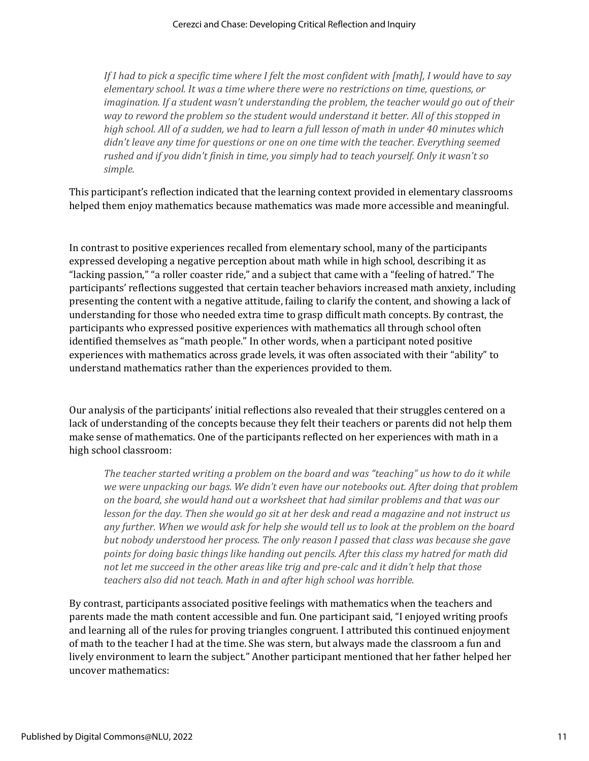> *If I had to pick a specific time where I felt the most confident with [math], I would have to say elementary school. It was a time where there were no restrictions on time, questions, or imagination. If a student wasn't understanding the problem, the teacher would go out of their way to reword the problem so the student would understand it better. All of this stopped in high school. All of a sudden, we had to learn a full lesson of math in under 40 minutes which didn't leave any time for questions or one on one time with the teacher. Everything seemed rushed and if you didn't finish in time, you simply had to teach yourself. Only it wasn't so simple.*

This participant's reflection indicated that the learning context provided in elementary classrooms helped them enjoy mathematics because mathematics was made more accessible and meaningful.

In contrast to positive experiences recalled from elementary school, many of the participants expressed developing a negative perception about math while in high school, describing it as "lacking passion," "a roller coaster ride," and a subject that came with a "feeling of hatred." The participants' reflections suggested that certain teacher behaviors increased math anxiety, including presenting the content with a negative attitude, failing to clarify the content, and showing a lack of understanding for those who needed extra time to grasp difficult math concepts. By contrast, the participants who expressed positive experiences with mathematics all through school often identified themselves as "math people." In other words, when a participant noted positive experiences with mathematics across grade levels, it was often associated with their "ability" to understand mathematics rather than the experiences provided to them.

Our analysis of the participants' initial reflections also revealed that their struggles centered on a lack of understanding of the concepts because they felt their teachers or parents did not help them make sense of mathematics. One of the participants reflected on her experiences with math in a high school classroom:

> *The teacher started writing a problem on the board and was "teaching" us how to do it while we were unpacking our bags. We didn't even have our notebooks out. After doing that problem on the board, she would hand out a worksheet that had similar problems and that was our lesson for the day. Then she would go sit at her desk and read a magazine and not instruct us any further. When we would ask for help she would tell us to look at the problem on the board but nobody understood her process. The only reason I passed that class was because she gave points for doing basic things like handing out pencils. After this class my hatred for math did not let me succeed in the other areas like trig and pre-calc and it didn't help that those teachers also did not teach. Math in and after high school was horrible.*

By contrast, participants associated positive feelings with mathematics when the teachers and parents made the math content accessible and fun. One participant said, "I enjoyed writing proofs and learning all of the rules for proving triangles congruent. I attributed this continued enjoyment of math to the teacher I had at the time. She was stern, but always made the classroom a fun and lively environment to learn the subject." Another participant mentioned that her father helped her uncover mathematics: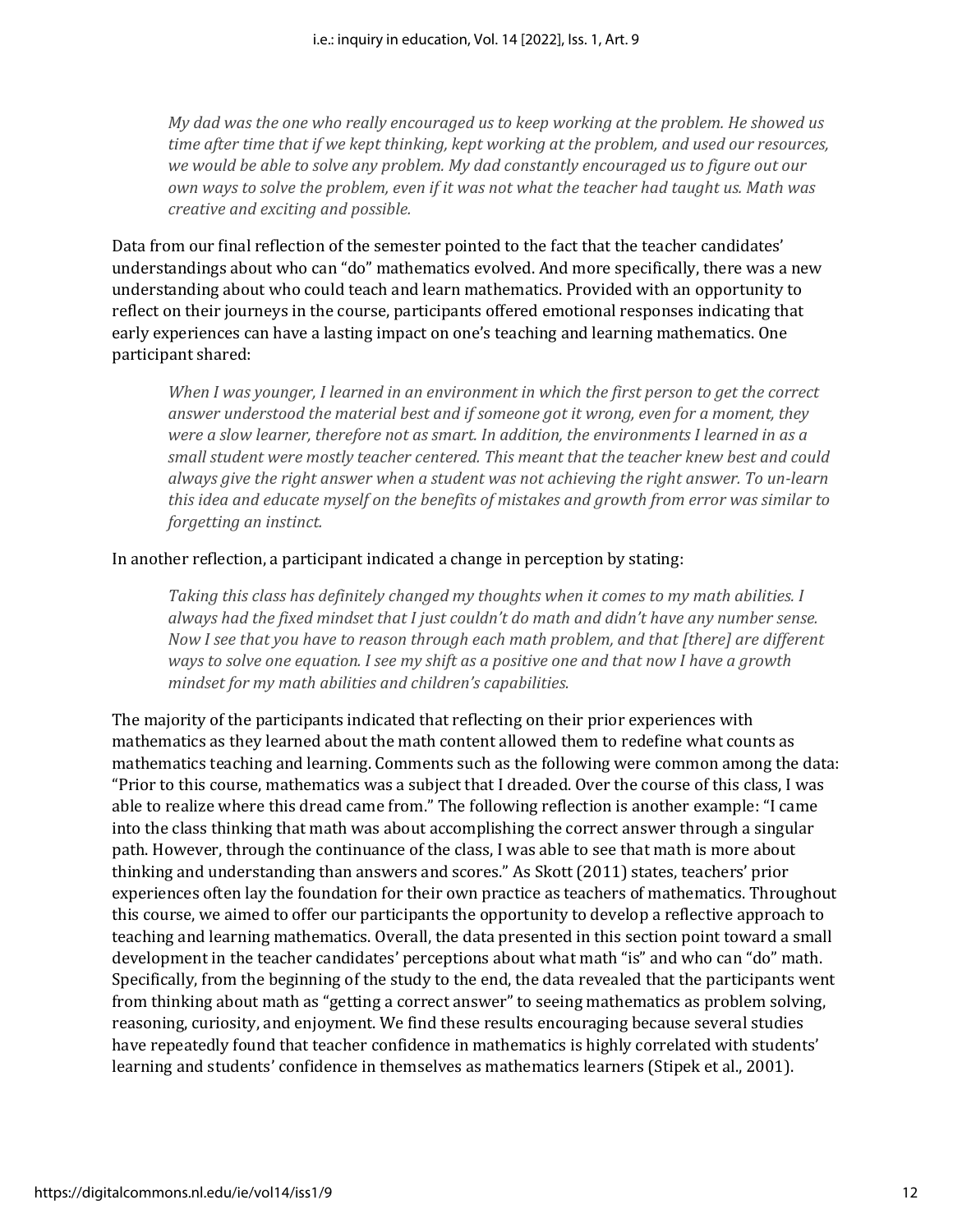> *My dad was the one who really encouraged us to keep working at the problem. He showed us time after time that if we kept thinking, kept working at the problem, and used our resources, we would be able to solve any problem. My dad constantly encouraged us to figure out our own ways to solve the problem, even if it was not what the teacher had taught us. Math was creative and exciting and possible.*

Data from our final reflection of the semester pointed to the fact that the teacher candidates' understandings about who can "do" mathematics evolved. And more specifically, there was a new understanding about who could teach and learn mathematics. Provided with an opportunity to reflect on their journeys in the course, participants offered emotional responses indicating that early experiences can have a lasting impact on one's teaching and learning mathematics. One participant shared:

> *When I was younger, I learned in an environment in which the first person to get the correct answer understood the material best and if someone got it wrong, even for a moment, they were a slow learner, therefore not as smart. In addition, the environments I learned in as a small student were mostly teacher centered. This meant that the teacher knew best and could always give the right answer when a student was not achieving the right answer. To un-learn this idea and educate myself on the benefits of mistakes and growth from error was similar to forgetting an instinct.*

In another reflection, a participant indicated a change in perception by stating:

> *Taking this class has definitely changed my thoughts when it comes to my math abilities. I always had the fixed mindset that I just couldn't do math and didn't have any number sense. Now I see that you have to reason through each math problem, and that [there] are different ways to solve one equation. I see my shift as a positive one and that now I have a growth mindset for my math abilities and children's capabilities.*

The majority of the participants indicated that reflecting on their prior experiences with mathematics as they learned about the math content allowed them to redefine what counts as mathematics teaching and learning. Comments such as the following were common among the data: "Prior to this course, mathematics was a subject that I dreaded. Over the course of this class, I was able to realize where this dread came from." The following reflection is another example: "I came into the class thinking that math was about accomplishing the correct answer through a singular path. However, through the continuance of the class, I was able to see that math is more about thinking and understanding than answers and scores." As Skott (2011) states, teachers' prior experiences often lay the foundation for their own practice as teachers of mathematics. Throughout this course, we aimed to offer our participants the opportunity to develop a reflective approach to teaching and learning mathematics. Overall, the data presented in this section point toward a small development in the teacher candidates' perceptions about what math "is" and who can "do" math. Specifically, from the beginning of the study to the end, the data revealed that the participants went from thinking about math as "getting a correct answer" to seeing mathematics as problem solving, reasoning, curiosity, and enjoyment. We find these results encouraging because several studies have repeatedly found that teacher confidence in mathematics is highly correlated with students' learning and students' confidence in themselves as mathematics learners (Stipek et al., 2001).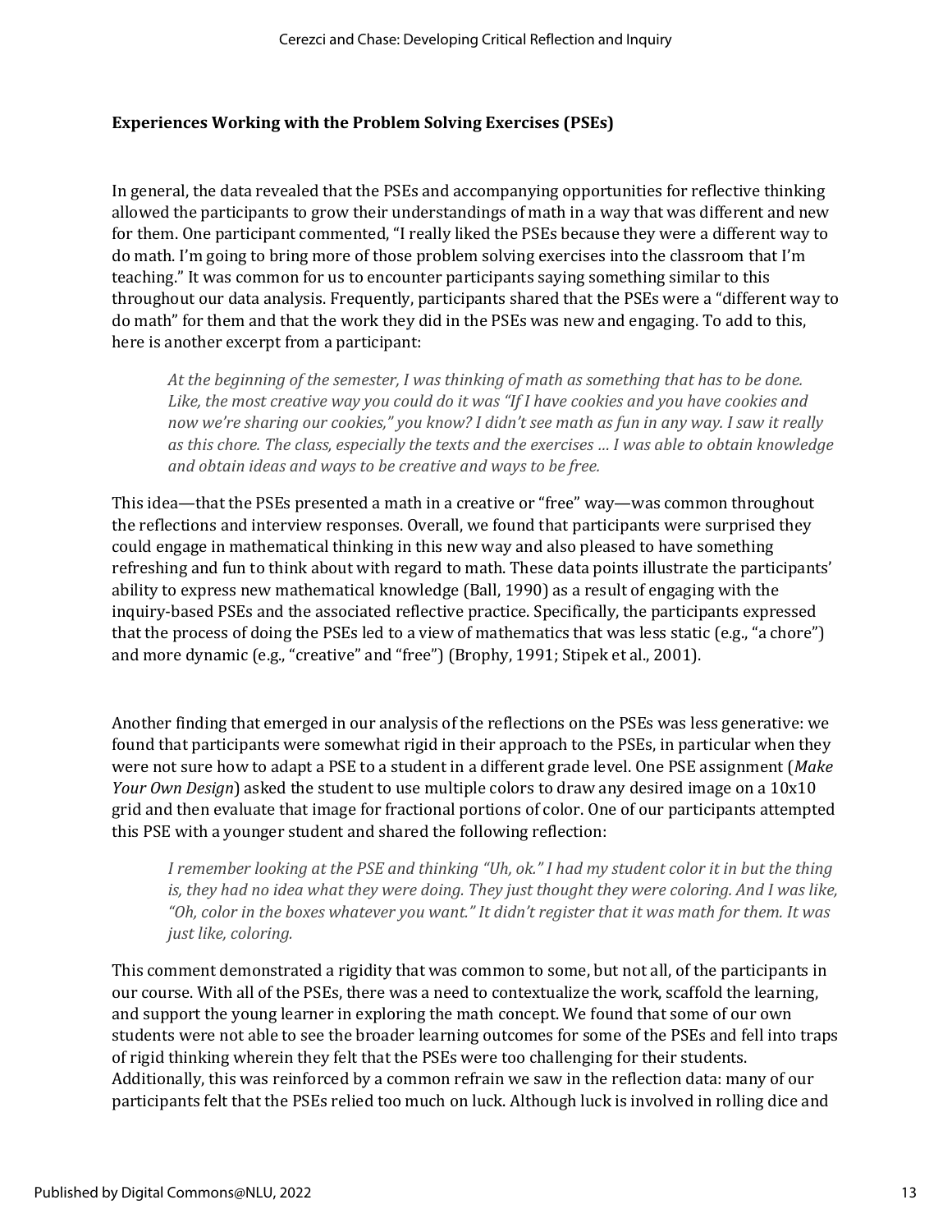### Experiences Working with the Problem Solving Exercises (PSEs)

In general, the data revealed that the PSEs and accompanying opportunities for reflective thinking allowed the participants to grow their understandings of math in a way that was different and new for them. One participant commented, "I really liked the PSEs because they were a different way to do math. I'm going to bring more of those problem solving exercises into the classroom that I'm teaching." It was common for us to encounter participants saying something similar to this throughout our data analysis. Frequently, participants shared that the PSEs were a "different way to do math" for them and that the work they did in the PSEs was new and engaging. To add to this, here is another excerpt from a participant:

> *At the beginning of the semester, I was thinking of math as something that has to be done. Like, the most creative way you could do it was "If I have cookies and you have cookies and now we're sharing our cookies," you know? I didn't see math as fun in any way. I saw it really as this chore. The class, especially the texts and the exercises … I was able to obtain knowledge and obtain ideas and ways to be creative and ways to be free.*

This idea—that the PSEs presented a math in a creative or "free" way—was common throughout the reflections and interview responses. Overall, we found that participants were surprised they could engage in mathematical thinking in this new way and also pleased to have something refreshing and fun to think about with regard to math. These data points illustrate the participants' ability to express new mathematical knowledge (Ball, 1990) as a result of engaging with the inquiry-based PSEs and the associated reflective practice. Specifically, the participants expressed that the process of doing the PSEs led to a view of mathematics that was less static (e.g., "a chore") and more dynamic (e.g., "creative" and "free") (Brophy, 1991; Stipek et al., 2001).

Another finding that emerged in our analysis of the reflections on the PSEs was less generative: we found that participants were somewhat rigid in their approach to the PSEs, in particular when they were not sure how to adapt a PSE to a student in a different grade level. One PSE assignment (*Make Your Own Design*) asked the student to use multiple colors to draw any desired image on a 10x10 grid and then evaluate that image for fractional portions of color. One of our participants attempted this PSE with a younger student and shared the following reflection:

> *I remember looking at the PSE and thinking "Uh, ok." I had my student color it in but the thing is, they had no idea what they were doing. They just thought they were coloring. And I was like, "Oh, color in the boxes whatever you want." It didn't register that it was math for them. It was just like, coloring.*

This comment demonstrated a rigidity that was common to some, but not all, of the participants in our course. With all of the PSEs, there was a need to contextualize the work, scaffold the learning, and support the young learner in exploring the math concept. We found that some of our own students were not able to see the broader learning outcomes for some of the PSEs and fell into traps of rigid thinking wherein they felt that the PSEs were too challenging for their students. Additionally, this was reinforced by a common refrain we saw in the reflection data: many of our participants felt that the PSEs relied too much on luck. Although luck is involved in rolling dice and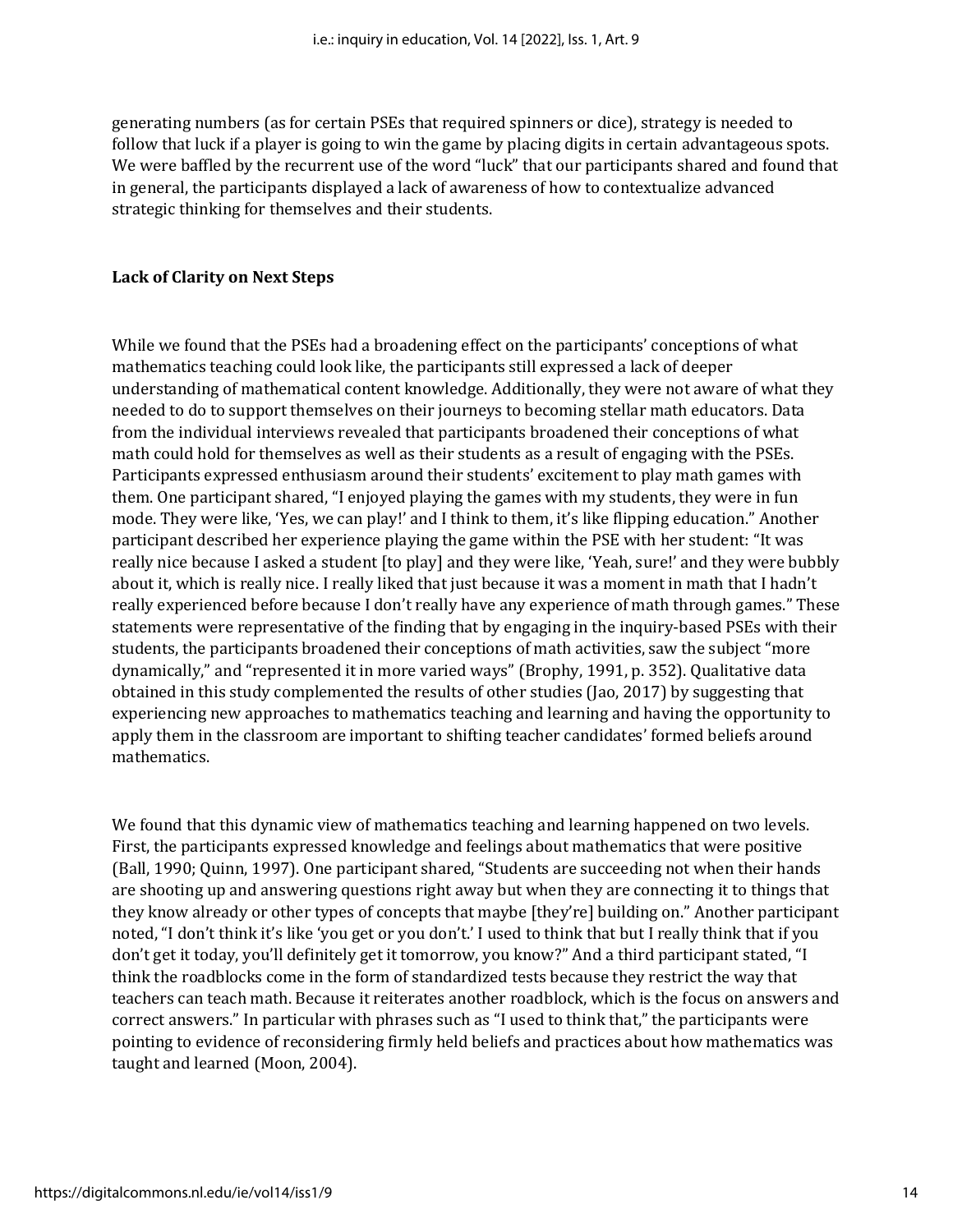generating numbers (as for certain PSEs that required spinners or dice), strategy is needed to follow that luck if a player is going to win the game by placing digits in certain advantageous spots. We were baffled by the recurrent use of the word "luck" that our participants shared and found that in general, the participants displayed a lack of awareness of how to contextualize advanced strategic thinking for themselves and their students.

### Lack of Clarity on Next Steps

While we found that the PSEs had a broadening effect on the participants' conceptions of what mathematics teaching could look like, the participants still expressed a lack of deeper understanding of mathematical content knowledge. Additionally, they were not aware of what they needed to do to support themselves on their journeys to becoming stellar math educators. Data from the individual interviews revealed that participants broadened their conceptions of what math could hold for themselves as well as their students as a result of engaging with the PSEs. Participants expressed enthusiasm around their students' excitement to play math games with them. One participant shared, "I enjoyed playing the games with my students, they were in fun mode. They were like, 'Yes, we can play!' and I think to them, it's like flipping education." Another participant described her experience playing the game within the PSE with her student: "It was really nice because I asked a student [to play] and they were like, 'Yeah, sure!' and they were bubbly about it, which is really nice. I really liked that just because it was a moment in math that I hadn't really experienced before because I don't really have any experience of math through games." These statements were representative of the finding that by engaging in the inquiry-based PSEs with their students, the participants broadened their conceptions of math activities, saw the subject "more dynamically," and "represented it in more varied ways" (Brophy, 1991, p. 352). Qualitative data obtained in this study complemented the results of other studies (Jao, 2017) by suggesting that experiencing new approaches to mathematics teaching and learning and having the opportunity to apply them in the classroom are important to shifting teacher candidates' formed beliefs around mathematics.

We found that this dynamic view of mathematics teaching and learning happened on two levels. First, the participants expressed knowledge and feelings about mathematics that were positive (Ball, 1990; Quinn, 1997). One participant shared, "Students are succeeding not when their hands are shooting up and answering questions right away but when they are connecting it to things that they know already or other types of concepts that maybe [they're] building on." Another participant noted, "I don't think it's like 'you get or you don't.' I used to think that but I really think that if you don't get it today, you'll definitely get it tomorrow, you know?" And a third participant stated, "I think the roadblocks come in the form of standardized tests because they restrict the way that teachers can teach math. Because it reiterates another roadblock, which is the focus on answers and correct answers." In particular with phrases such as "I used to think that," the participants were pointing to evidence of reconsidering firmly held beliefs and practices about how mathematics was taught and learned (Moon, 2004).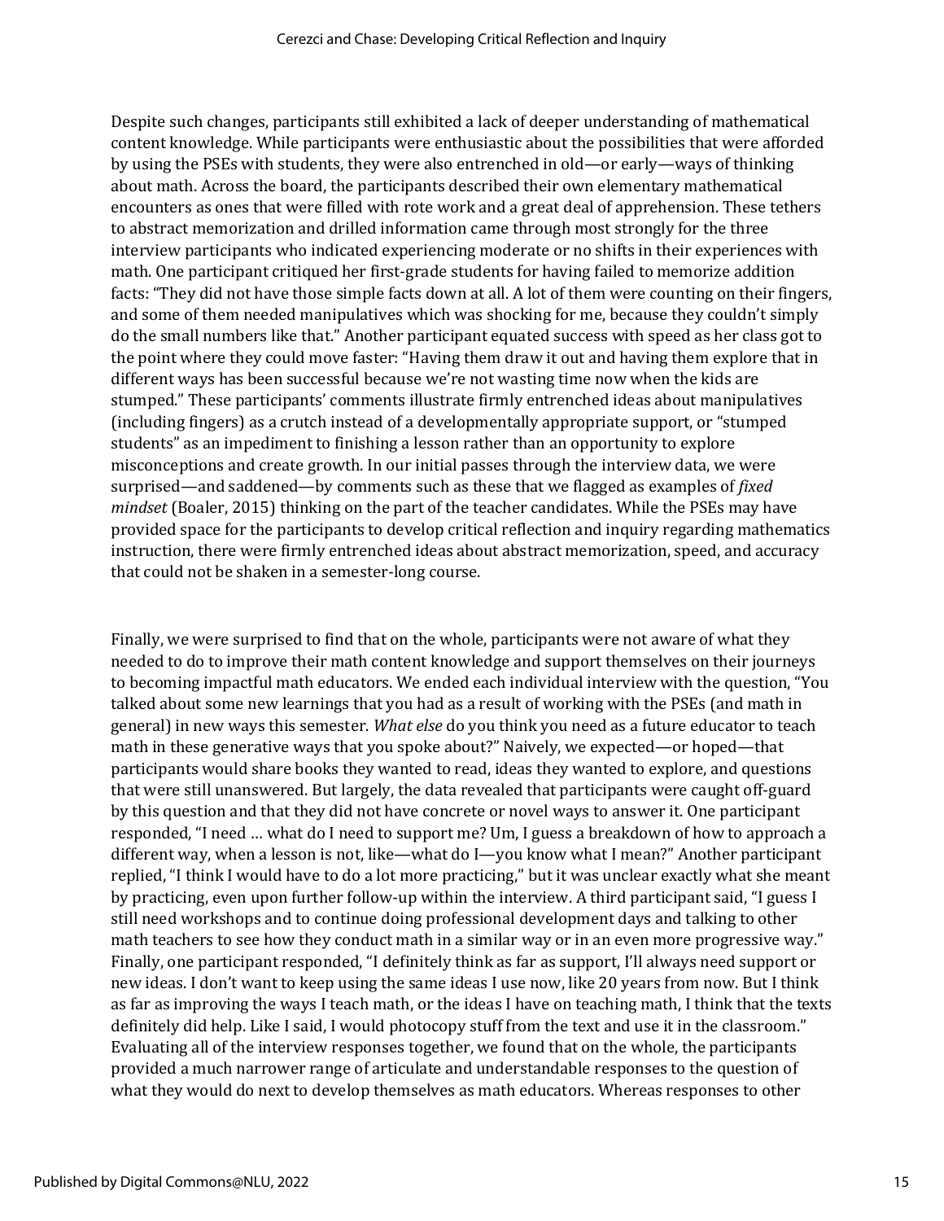Despite such changes, participants still exhibited a lack of deeper understanding of mathematical content knowledge. While participants were enthusiastic about the possibilities that were afforded by using the PSEs with students, they were also entrenched in old—or early—ways of thinking about math. Across the board, the participants described their own elementary mathematical encounters as ones that were filled with rote work and a great deal of apprehension. These tethers to abstract memorization and drilled information came through most strongly for the three interview participants who indicated experiencing moderate or no shifts in their experiences with math. One participant critiqued her first-grade students for having failed to memorize addition facts: "They did not have those simple facts down at all. A lot of them were counting on their fingers, and some of them needed manipulatives which was shocking for me, because they couldn't simply do the small numbers like that." Another participant equated success with speed as her class got to the point where they could move faster: "Having them draw it out and having them explore that in different ways has been successful because we're not wasting time now when the kids are stumped." These participants' comments illustrate firmly entrenched ideas about manipulatives (including fingers) as a crutch instead of a developmentally appropriate support, or "stumped students" as an impediment to finishing a lesson rather than an opportunity to explore misconceptions and create growth. In our initial passes through the interview data, we were surprised—and saddened—by comments such as these that we flagged as examples of *fixed mindset* (Boaler, 2015) thinking on the part of the teacher candidates. While the PSEs may have provided space for the participants to develop critical reflection and inquiry regarding mathematics instruction, there were firmly entrenched ideas about abstract memorization, speed, and accuracy that could not be shaken in a semester-long course.

Finally, we were surprised to find that on the whole, participants were not aware of what they needed to do to improve their math content knowledge and support themselves on their journeys to becoming impactful math educators. We ended each individual interview with the question, "You talked about some new learnings that you had as a result of working with the PSEs (and math in general) in new ways this semester. *What else* do you think you need as a future educator to teach math in these generative ways that you spoke about?" Naively, we expected—or hoped—that participants would share books they wanted to read, ideas they wanted to explore, and questions that were still unanswered. But largely, the data revealed that participants were caught off-guard by this question and that they did not have concrete or novel ways to answer it. One participant responded, "I need … what do I need to support me? Um, I guess a breakdown of how to approach a different way, when a lesson is not, like—what do I—you know what I mean?" Another participant replied, "I think I would have to do a lot more practicing," but it was unclear exactly what she meant by practicing, even upon further follow-up within the interview. A third participant said, "I guess I still need workshops and to continue doing professional development days and talking to other math teachers to see how they conduct math in a similar way or in an even more progressive way." Finally, one participant responded, "I definitely think as far as support, I'll always need support or new ideas. I don't want to keep using the same ideas I use now, like 20 years from now. But I think as far as improving the ways I teach math, or the ideas I have on teaching math, I think that the texts definitely did help. Like I said, I would photocopy stuff from the text and use it in the classroom." Evaluating all of the interview responses together, we found that on the whole, the participants provided a much narrower range of articulate and understandable responses to the question of what they would do next to develop themselves as math educators. Whereas responses to other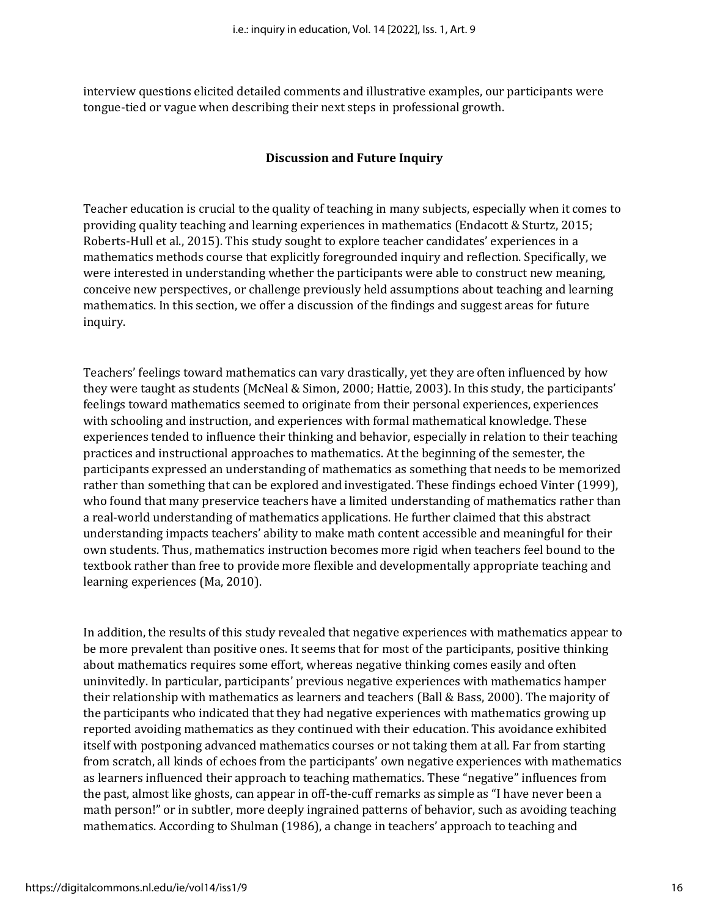interview questions elicited detailed comments and illustrative examples, our participants were tongue-tied or vague when describing their next steps in professional growth.

## Discussion and Future Inquiry

Teacher education is crucial to the quality of teaching in many subjects, especially when it comes to providing quality teaching and learning experiences in mathematics (Endacott & Sturtz, 2015; Roberts-Hull et al., 2015). This study sought to explore teacher candidates' experiences in a mathematics methods course that explicitly foregrounded inquiry and reflection. Specifically, we were interested in understanding whether the participants were able to construct new meaning, conceive new perspectives, or challenge previously held assumptions about teaching and learning mathematics. In this section, we offer a discussion of the findings and suggest areas for future inquiry.

Teachers' feelings toward mathematics can vary drastically, yet they are often influenced by how they were taught as students (McNeal & Simon, 2000; Hattie, 2003). In this study, the participants' feelings toward mathematics seemed to originate from their personal experiences, experiences with schooling and instruction, and experiences with formal mathematical knowledge. These experiences tended to influence their thinking and behavior, especially in relation to their teaching practices and instructional approaches to mathematics. At the beginning of the semester, the participants expressed an understanding of mathematics as something that needs to be memorized rather than something that can be explored and investigated. These findings echoed Vinter (1999), who found that many preservice teachers have a limited understanding of mathematics rather than a real-world understanding of mathematics applications. He further claimed that this abstract understanding impacts teachers' ability to make math content accessible and meaningful for their own students. Thus, mathematics instruction becomes more rigid when teachers feel bound to the textbook rather than free to provide more flexible and developmentally appropriate teaching and learning experiences (Ma, 2010).

In addition, the results of this study revealed that negative experiences with mathematics appear to be more prevalent than positive ones. It seems that for most of the participants, positive thinking about mathematics requires some effort, whereas negative thinking comes easily and often uninvitedly. In particular, participants' previous negative experiences with mathematics hamper their relationship with mathematics as learners and teachers (Ball & Bass, 2000). The majority of the participants who indicated that they had negative experiences with mathematics growing up reported avoiding mathematics as they continued with their education. This avoidance exhibited itself with postponing advanced mathematics courses or not taking them at all. Far from starting from scratch, all kinds of echoes from the participants' own negative experiences with mathematics as learners influenced their approach to teaching mathematics. These "negative" influences from the past, almost like ghosts, can appear in off-the-cuff remarks as simple as "I have never been a math person!" or in subtler, more deeply ingrained patterns of behavior, such as avoiding teaching mathematics. According to Shulman (1986), a change in teachers' approach to teaching and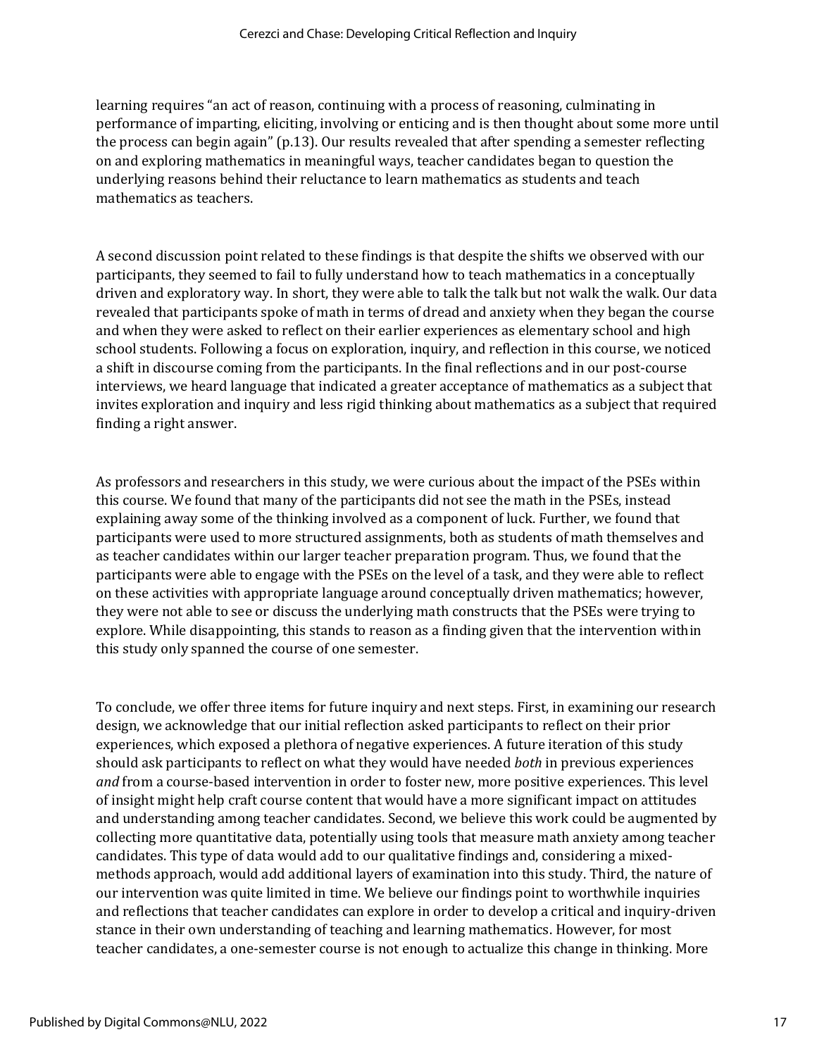learning requires "an act of reason, continuing with a process of reasoning, culminating in performance of imparting, eliciting, involving or enticing and is then thought about some more until the process can begin again" (p.13). Our results revealed that after spending a semester reflecting on and exploring mathematics in meaningful ways, teacher candidates began to question the underlying reasons behind their reluctance to learn mathematics as students and teach mathematics as teachers.

A second discussion point related to these findings is that despite the shifts we observed with our participants, they seemed to fail to fully understand how to teach mathematics in a conceptually driven and exploratory way. In short, they were able to talk the talk but not walk the walk. Our data revealed that participants spoke of math in terms of dread and anxiety when they began the course and when they were asked to reflect on their earlier experiences as elementary school and high school students. Following a focus on exploration, inquiry, and reflection in this course, we noticed a shift in discourse coming from the participants. In the final reflections and in our post-course interviews, we heard language that indicated a greater acceptance of mathematics as a subject that invites exploration and inquiry and less rigid thinking about mathematics as a subject that required finding a right answer.

As professors and researchers in this study, we were curious about the impact of the PSEs within this course. We found that many of the participants did not see the math in the PSEs, instead explaining away some of the thinking involved as a component of luck. Further, we found that participants were used to more structured assignments, both as students of math themselves and as teacher candidates within our larger teacher preparation program. Thus, we found that the participants were able to engage with the PSEs on the level of a task, and they were able to reflect on these activities with appropriate language around conceptually driven mathematics; however, they were not able to see or discuss the underlying math constructs that the PSEs were trying to explore. While disappointing, this stands to reason as a finding given that the intervention within this study only spanned the course of one semester.

To conclude, we offer three items for future inquiry and next steps. First, in examining our research design, we acknowledge that our initial reflection asked participants to reflect on their prior experiences, which exposed a plethora of negative experiences. A future iteration of this study should ask participants to reflect on what they would have needed *both* in previous experiences *and* from a course-based intervention in order to foster new, more positive experiences. This level of insight might help craft course content that would have a more significant impact on attitudes and understanding among teacher candidates. Second, we believe this work could be augmented by collecting more quantitative data, potentially using tools that measure math anxiety among teacher candidates. This type of data would add to our qualitative findings and, considering a mixed-methods approach, would add additional layers of examination into this study. Third, the nature of our intervention was quite limited in time. We believe our findings point to worthwhile inquiries and reflections that teacher candidates can explore in order to develop a critical and inquiry-driven stance in their own understanding of teaching and learning mathematics. However, for most teacher candidates, a one-semester course is not enough to actualize this change in thinking. More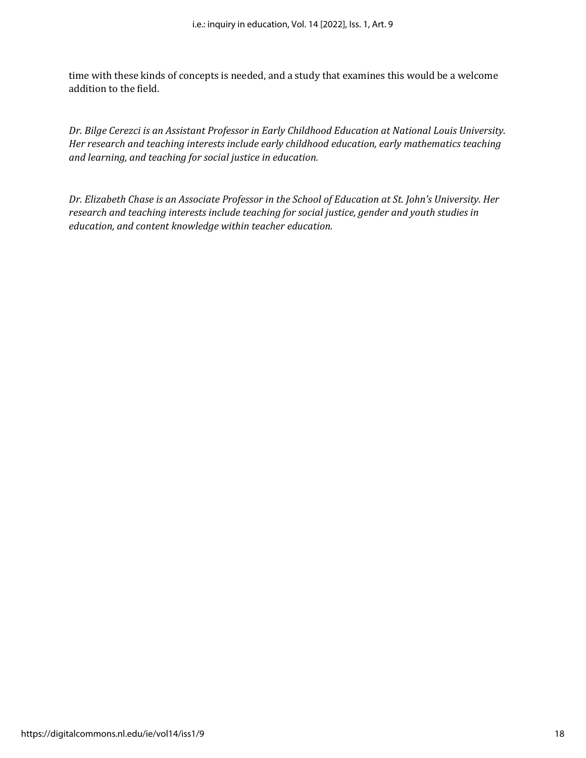time with these kinds of concepts is needed, and a study that examines this would be a welcome addition to the field.

*Dr. Bilge Cerezci is an Assistant Professor in Early Childhood Education at National Louis University. Her research and teaching interests include early childhood education, early mathematics teaching and learning, and teaching for social justice in education.*

*Dr. Elizabeth Chase is an Associate Professor in the School of Education at St. John's University. Her research and teaching interests include teaching for social justice, gender and youth studies in education, and content knowledge within teacher education.*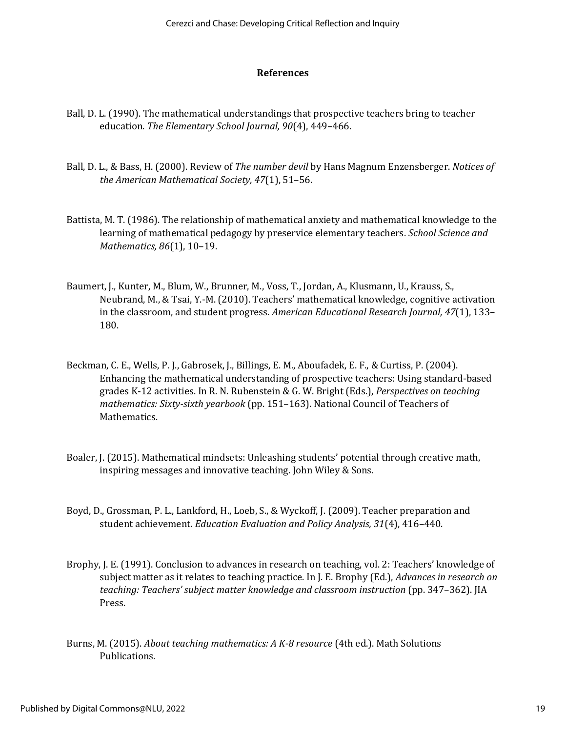## References

Ball, D. L. (1990). The mathematical understandings that prospective teachers bring to teacher education. *The Elementary School Journal, 90*(4), 449–466.

Ball, D. L., & Bass, H. (2000). Review of *The number devil* by Hans Magnum Enzensberger. *Notices of the American Mathematical Society, 47*(1), 51–56.

Battista, M. T. (1986). The relationship of mathematical anxiety and mathematical knowledge to the learning of mathematical pedagogy by preservice elementary teachers. *School Science and Mathematics, 86*(1), 10–19.

Baumert, J., Kunter, M., Blum, W., Brunner, M., Voss, T., Jordan, A., Klusmann, U., Krauss, S., Neubrand, M., & Tsai, Y.-M. (2010). Teachers' mathematical knowledge, cognitive activation in the classroom, and student progress. *American Educational Research Journal, 47*(1), 133–180.

Beckman, C. E., Wells, P. J., Gabrosek, J., Billings, E. M., Aboufadek, E. F., & Curtiss, P. (2004). Enhancing the mathematical understanding of prospective teachers: Using standard-based grades K-12 activities. In R. N. Rubenstein & G. W. Bright (Eds.), *Perspectives on teaching mathematics: Sixty-sixth yearbook* (pp. 151–163). National Council of Teachers of Mathematics.

Boaler, J. (2015). Mathematical mindsets: Unleashing students' potential through creative math, inspiring messages and innovative teaching. John Wiley & Sons.

Boyd, D., Grossman, P. L., Lankford, H., Loeb, S., & Wyckoff, J. (2009). Teacher preparation and student achievement. *Education Evaluation and Policy Analysis, 31*(4), 416–440.

Brophy, J. E. (1991). Conclusion to advances in research on teaching, vol. 2: Teachers' knowledge of subject matter as it relates to teaching practice. In J. E. Brophy (Ed.), *Advances in research on teaching: Teachers' subject matter knowledge and classroom instruction* (pp. 347–362). JIA Press.

Burns, M. (2015). *About teaching mathematics: A K-8 resource* (4th ed.). Math Solutions Publications.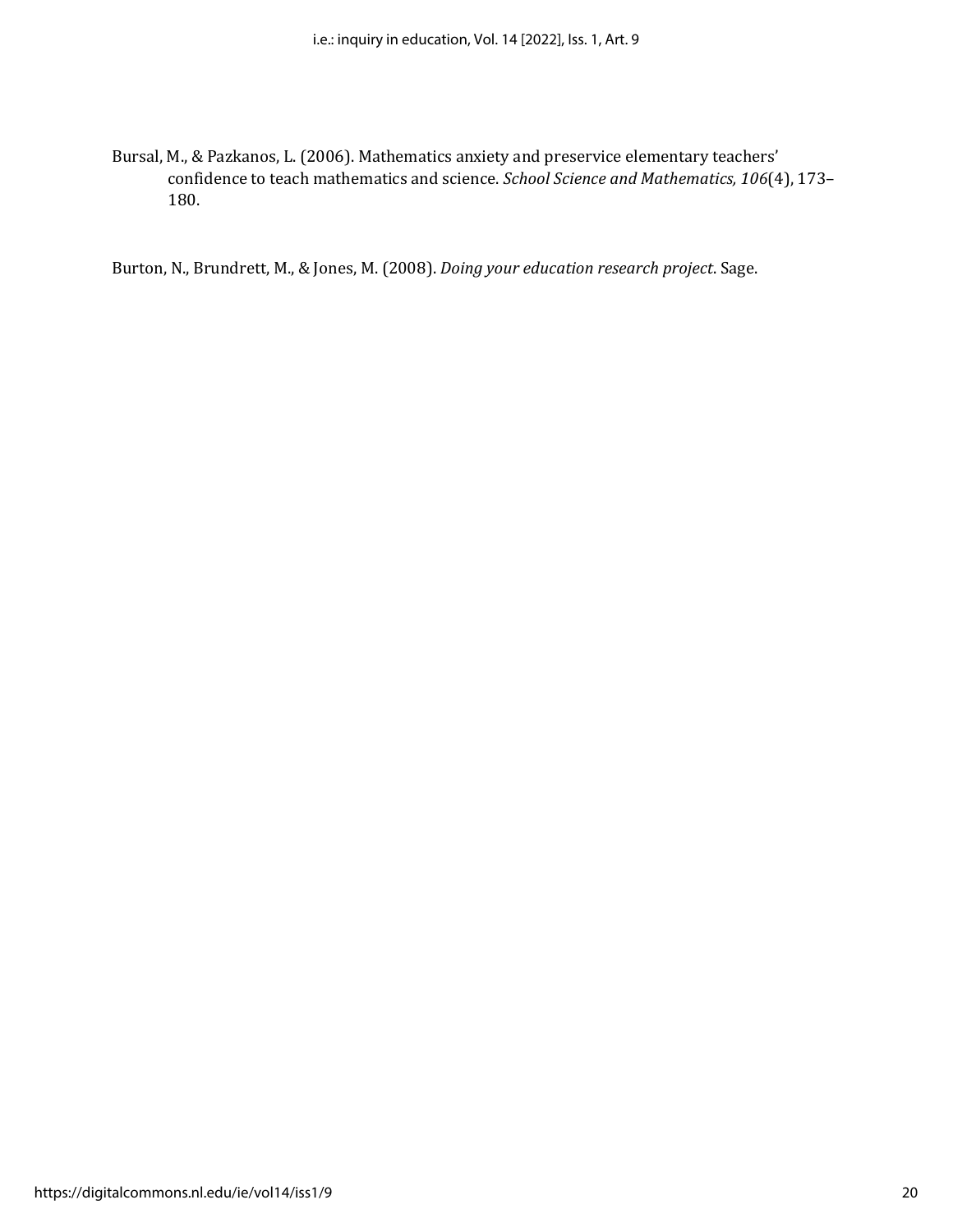Bursal, M., & Pazkanos, L. (2006). Mathematics anxiety and preservice elementary teachers' confidence to teach mathematics and science. *School Science and Mathematics, 106*(4), 173–180.

Burton, N., Brundrett, M., & Jones, M. (2008). *Doing your education research project*. Sage.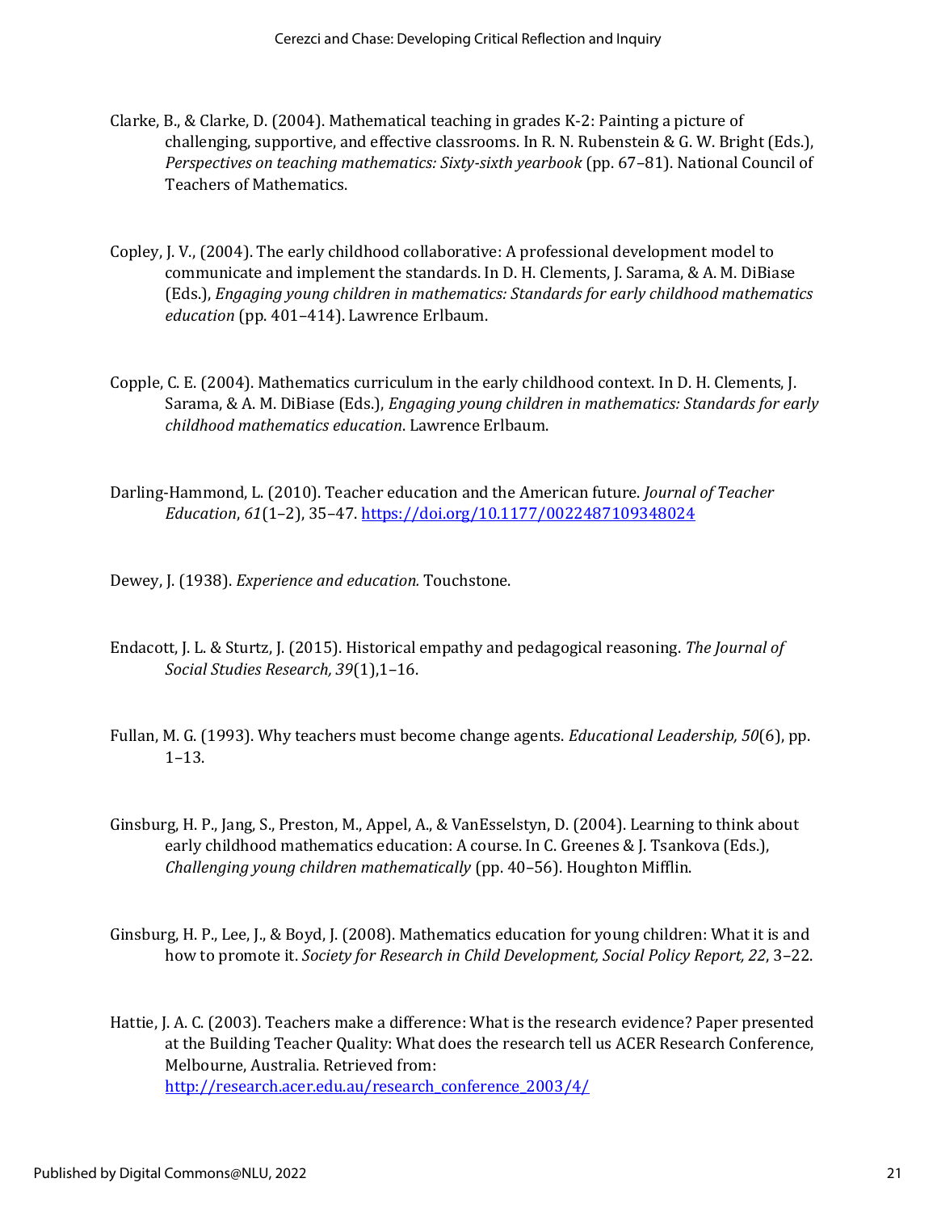Clarke, B., & Clarke, D. (2004). Mathematical teaching in grades K-2: Painting a picture of challenging, supportive, and effective classrooms. In R. N. Rubenstein & G. W. Bright (Eds.), *Perspectives on teaching mathematics: Sixty-sixth yearbook* (pp. 67–81). National Council of Teachers of Mathematics.

Copley, J. V., (2004). The early childhood collaborative: A professional development model to communicate and implement the standards. In D. H. Clements, J. Sarama, & A. M. DiBiase (Eds.), *Engaging young children in mathematics: Standards for early childhood mathematics education* (pp. 401–414). Lawrence Erlbaum.

Copple, C. E. (2004). Mathematics curriculum in the early childhood context. In D. H. Clements, J. Sarama, & A. M. DiBiase (Eds.), *Engaging young children in mathematics: Standards for early childhood mathematics education*. Lawrence Erlbaum.

Darling-Hammond, L. (2010). Teacher education and the American future. *Journal of Teacher Education*, *61*(1–2), 35–47. https://doi.org/10.1177/0022487109348024

Dewey, J. (1938). *Experience and education.* Touchstone.

Endacott, J. L. & Sturtz, J. (2015). Historical empathy and pedagogical reasoning. *The Journal of Social Studies Research, 39*(1),1–16.

Fullan, M. G. (1993). Why teachers must become change agents. *Educational Leadership, 50*(6), pp. 1–13.

Ginsburg, H. P., Jang, S., Preston, M., Appel, A., & VanEsselstyn, D. (2004). Learning to think about early childhood mathematics education: A course. In C. Greenes & J. Tsankova (Eds.), *Challenging young children mathematically* (pp. 40–56). Houghton Mifflin.

Ginsburg, H. P., Lee, J., & Boyd, J. (2008). Mathematics education for young children: What it is and how to promote it. *Society for Research in Child Development, Social Policy Report, 22*, 3–22.

Hattie, J. A. C. (2003). Teachers make a difference: What is the research evidence? Paper presented at the Building Teacher Quality: What does the research tell us ACER Research Conference, Melbourne, Australia. Retrieved from: http://research.acer.edu.au/research_conference_2003/4/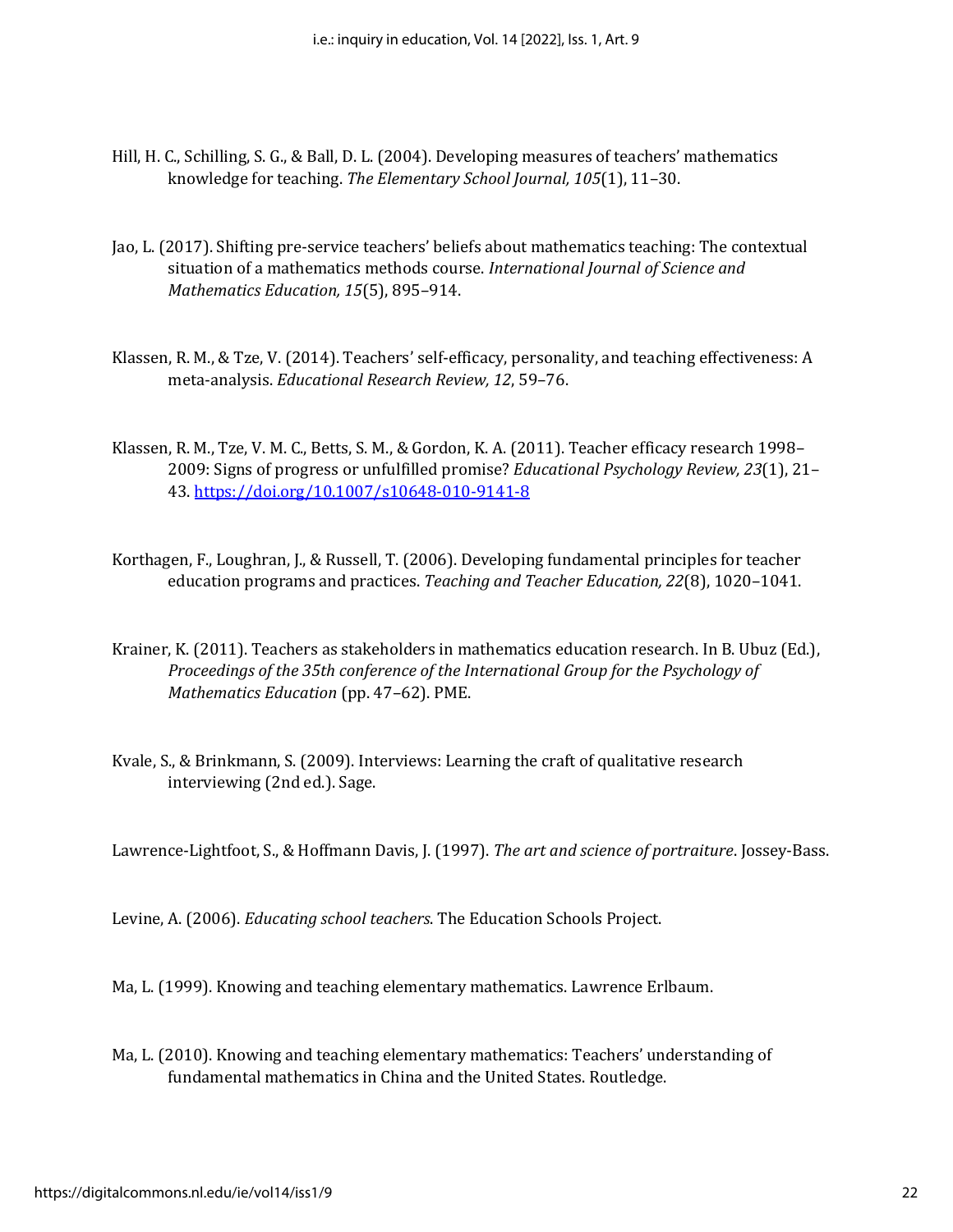Hill, H. C., Schilling, S. G., & Ball, D. L. (2004). Developing measures of teachers' mathematics knowledge for teaching. *The Elementary School Journal, 105*(1), 11–30.

Jao, L. (2017). Shifting pre-service teachers' beliefs about mathematics teaching: The contextual situation of a mathematics methods course. *International Journal of Science and Mathematics Education, 15*(5), 895–914.

Klassen, R. M., & Tze, V. (2014). Teachers' self-efficacy, personality, and teaching effectiveness: A meta-analysis. *Educational Research Review, 12*, 59–76.

Klassen, R. M., Tze, V. M. C., Betts, S. M., & Gordon, K. A. (2011). Teacher efficacy research 1998–2009: Signs of progress or unfulfilled promise? *Educational Psychology Review, 23*(1), 21–43. https://doi.org/10.1007/s10648-010-9141-8

Korthagen, F., Loughran, J., & Russell, T. (2006). Developing fundamental principles for teacher education programs and practices. *Teaching and Teacher Education, 22*(8), 1020–1041.

Krainer, K. (2011). Teachers as stakeholders in mathematics education research. In B. Ubuz (Ed.), *Proceedings of the 35th conference of the International Group for the Psychology of Mathematics Education* (pp. 47–62). PME.

Kvale, S., & Brinkmann, S. (2009). Interviews: Learning the craft of qualitative research interviewing (2nd ed.). Sage.

Lawrence-Lightfoot, S., & Hoffmann Davis, J. (1997). *The art and science of portraiture*. Jossey-Bass.

Levine, A. (2006). *Educating school teachers*. The Education Schools Project.

Ma, L. (1999). Knowing and teaching elementary mathematics. Lawrence Erlbaum.

Ma, L. (2010). Knowing and teaching elementary mathematics: Teachers' understanding of fundamental mathematics in China and the United States. Routledge.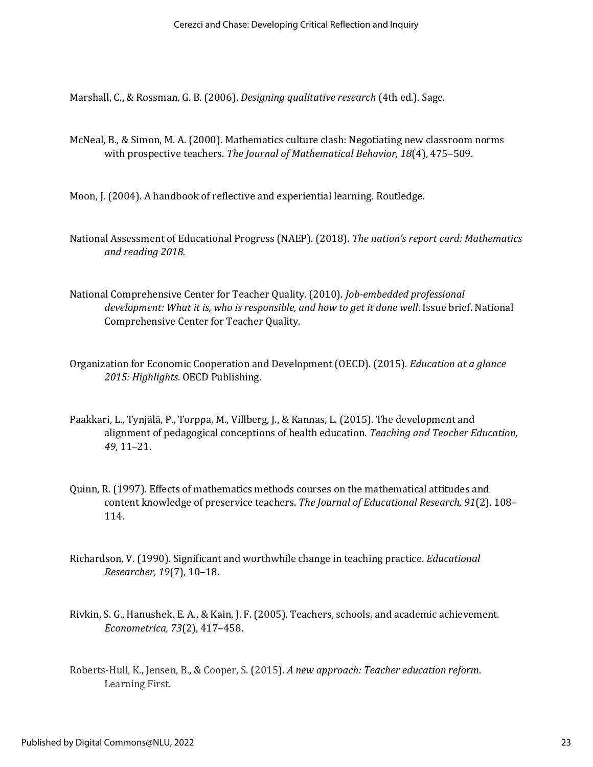Marshall, C., & Rossman, G. B. (2006). *Designing qualitative research* (4th ed.). Sage.

McNeal, B., & Simon, M. A. (2000). Mathematics culture clash: Negotiating new classroom norms with prospective teachers. *The Journal of Mathematical Behavior, 18*(4), 475–509.

Moon, J. (2004). A handbook of reflective and experiential learning. Routledge.

National Assessment of Educational Progress (NAEP). (2018). *The nation's report card: Mathematics and reading 2018.*

National Comprehensive Center for Teacher Quality. (2010). *Job-embedded professional development: What it is, who is responsible, and how to get it done well*. Issue brief. National Comprehensive Center for Teacher Quality.

Organization for Economic Cooperation and Development (OECD). (2015). *Education at a glance 2015: Highlights*. OECD Publishing.

Paakkari, L., Tynjälä, P., Torppa, M., Villberg, J., & Kannas, L. (2015). The development and alignment of pedagogical conceptions of health education. *Teaching and Teacher Education, 49,* 11–21.

Quinn, R. (1997). Effects of mathematics methods courses on the mathematical attitudes and content knowledge of preservice teachers. *The Journal of Educational Research, 91*(2), 108–114.

Richardson, V. (1990). Significant and worthwhile change in teaching practice. *Educational Researcher, 19*(7), 10–18.

Rivkin, S. G., Hanushek, E. A., & Kain, J. F. (2005). Teachers, schools, and academic achievement. *Econometrica, 73*(2), 417–458.

Roberts-Hull, K., Jensen, B., & Cooper, S. (2015). *A new approach: Teacher education reform*. Learning First.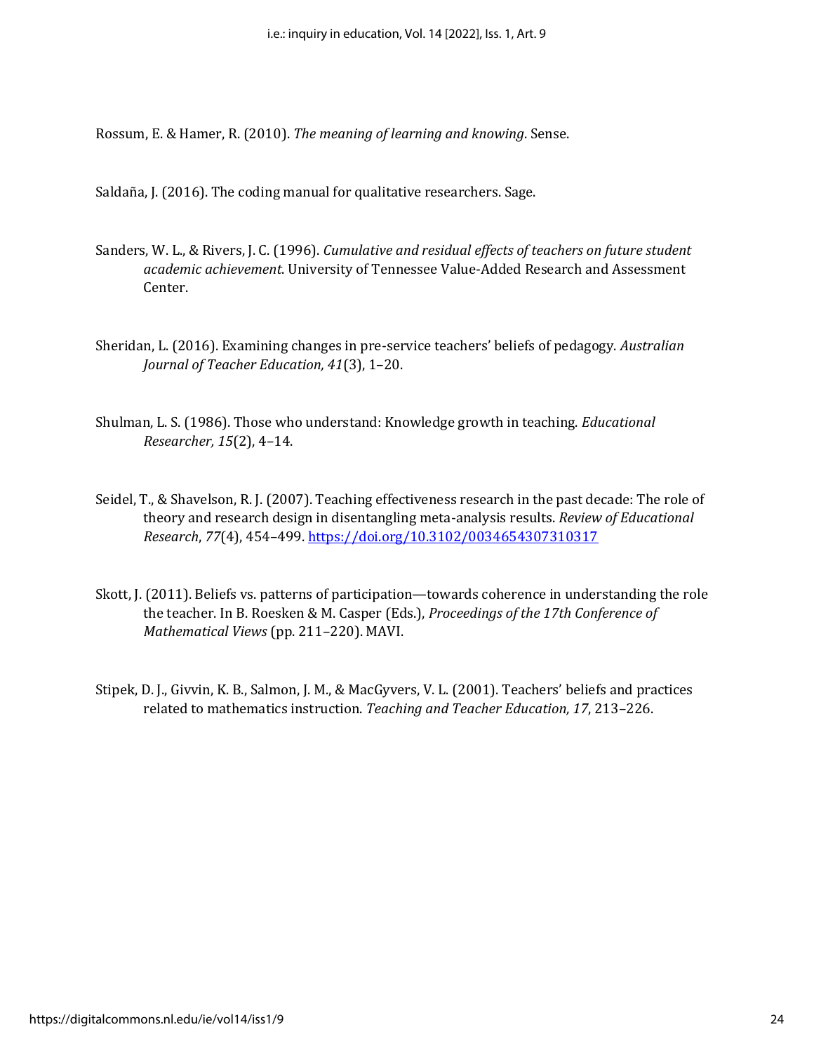Rossum, E. & Hamer, R. (2010). *The meaning of learning and knowing*. Sense.

Saldaña, J. (2016). The coding manual for qualitative researchers. Sage.

Sanders, W. L., & Rivers, J. C. (1996). *Cumulative and residual effects of teachers on future student academic achievement*. University of Tennessee Value-Added Research and Assessment Center.

Sheridan, L. (2016). Examining changes in pre-service teachers' beliefs of pedagogy. *Australian Journal of Teacher Education, 41*(3), 1–20.

Shulman, L. S. (1986). Those who understand: Knowledge growth in teaching. *Educational Researcher, 15*(2), 4–14.

Seidel, T., & Shavelson, R. J. (2007). Teaching effectiveness research in the past decade: The role of theory and research design in disentangling meta-analysis results. *Review of Educational Research*, *77*(4), 454–499. https://doi.org/10.3102/0034654307310317

Skott, J. (2011). Beliefs vs. patterns of participation—towards coherence in understanding the role the teacher. In B. Roesken & M. Casper (Eds.), *Proceedings of the 17th Conference of Mathematical Views* (pp. 211–220). MAVI.

Stipek, D. J., Givvin, K. B., Salmon, J. M., & MacGyvers, V. L. (2001). Teachers' beliefs and practices related to mathematics instruction. *Teaching and Teacher Education, 17*, 213–226.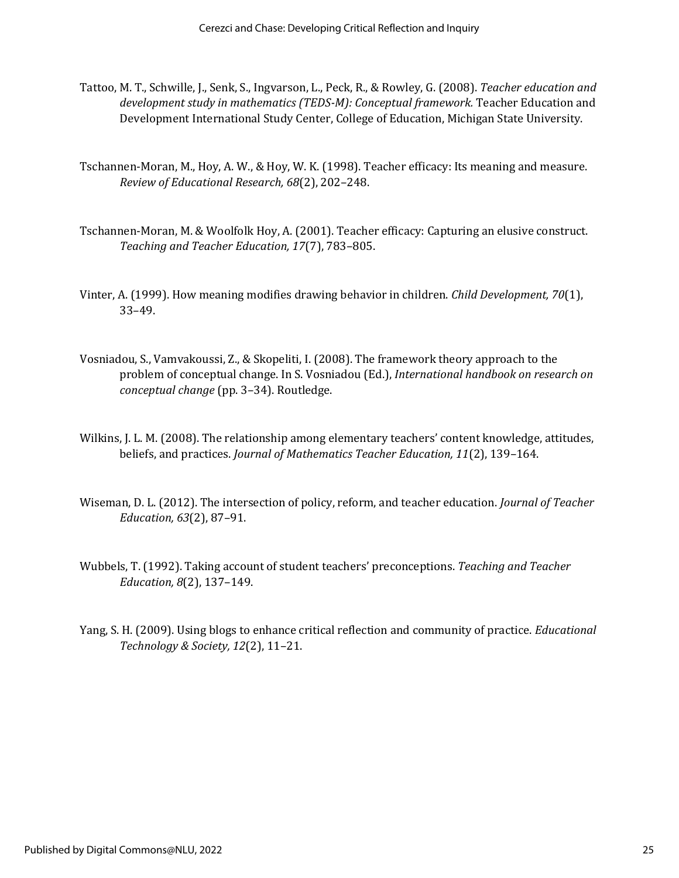Tattoo, M. T., Schwille, J., Senk, S., Ingvarson, L., Peck, R., & Rowley, G. (2008). *Teacher education and development study in mathematics (TEDS-M): Conceptual framework.* Teacher Education and Development International Study Center, College of Education, Michigan State University.

Tschannen-Moran, M., Hoy, A. W., & Hoy, W. K. (1998). Teacher efficacy: Its meaning and measure. *Review of Educational Research, 68*(2), 202–248.

Tschannen-Moran, M. & Woolfolk Hoy, A. (2001). Teacher efficacy: Capturing an elusive construct. *Teaching and Teacher Education, 17*(7), 783–805.

Vinter, A. (1999). How meaning modifies drawing behavior in children. *Child Development, 70*(1), 33–49.

Vosniadou, S., Vamvakoussi, Z., & Skopeliti, I. (2008). The framework theory approach to the problem of conceptual change. In S. Vosniadou (Ed.), *International handbook on research on conceptual change* (pp. 3–34). Routledge.

Wilkins, J. L. M. (2008). The relationship among elementary teachers' content knowledge, attitudes, beliefs, and practices. *Journal of Mathematics Teacher Education, 11*(2), 139–164.

Wiseman, D. L. (2012). The intersection of policy, reform, and teacher education. *Journal of Teacher Education, 63*(2), 87–91.

Wubbels, T. (1992). Taking account of student teachers' preconceptions. *Teaching and Teacher Education, 8*(2), 137–149.

Yang, S. H. (2009). Using blogs to enhance critical reflection and community of practice. *Educational Technology & Society, 12*(2), 11–21.